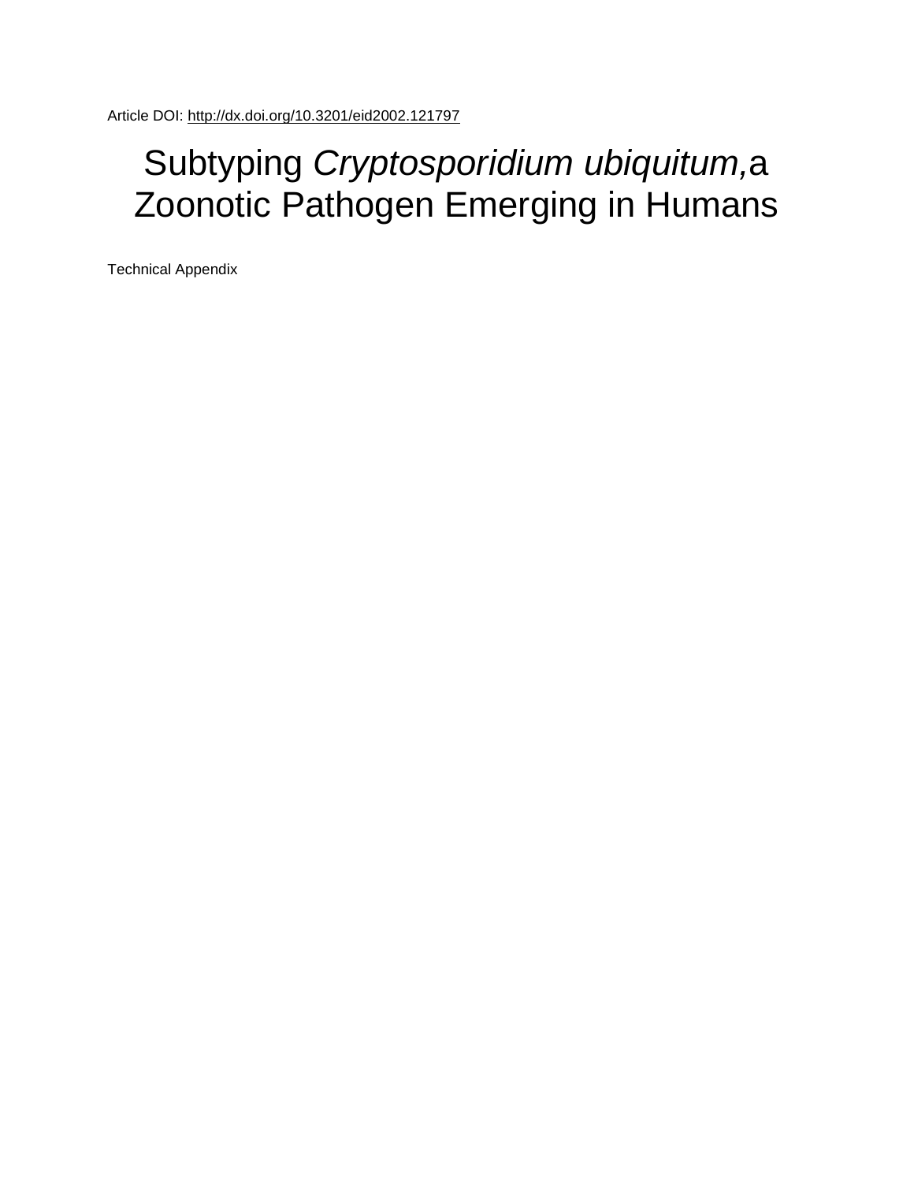Article DOI: http://dx.doi.org/10.3201/eid2002.121797

# Subtyping *Cryptosporidium ubiquitum,*a Zoonotic Pathogen Emerging in Humans

Technical Appendix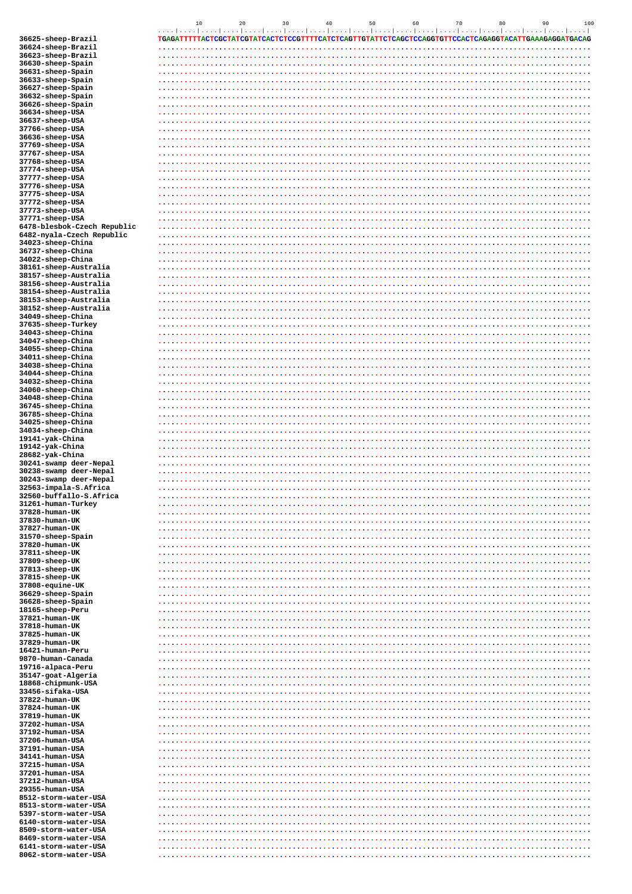```
                                   10        20        30        40        50        60        70        80        90       100
                           ....|....|....|....|....|....|....|....|....|....|....|....|....|....|....|....|....|....|....|....|
36625-sheep-Brazil         TGAGATTTTTACTCGCTATCGTATCACTCTCCGTTTTCATCTCAGTTGTATTCTCAGCTCCAGGTGTTCCACTCAGAGGTACATTGAAAGAGGATGACAG
36624-sheep-Brazil         ....................................................................................................
36623-sheep-Brazil         ....................................................................................................
36630-sheep-Spain          ....................................................................................................
36631-sheep-Spain          ....................................................................................................
36633-sheep-Spain          ....................................................................................................
36627-sheep-Spain          ....................................................................................................
36632-sheep-Spain          ....................................................................................................
36626-sheep-Spain          ....................................................................................................
36634-sheep-USA            ....................................................................................................
36637-sheep-USA            ....................................................................................................
37766-sheep-USA            ....................................................................................................
36636-sheep-USA            ....................................................................................................
37769-sheep-USA            ....................................................................................................
37767-sheep-USA            ....................................................................................................
37768-sheep-USA            ....................................................................................................
37774-sheep-USA            ....................................................................................................
37777-sheep-USA            ....................................................................................................
37776-sheep-USA            ....................................................................................................
37775-sheep-USA            ....................................................................................................
37772-sheep-USA            ....................................................................................................
37773-sheep-USA            ....................................................................................................
37771-sheep-USA            ....................................................................................................
6478-blesbok-Czech Republic ....................................................................................................
6482-nyala-Czech Republic  ....................................................................................................
34023-sheep-China          ....................................................................................................
36737-sheep-China          ....................................................................................................
34022-sheep-China          ....................................................................................................
38161-sheep-Australia      ....................................................................................................
38157-sheep-Australia      ....................................................................................................
38156-sheep-Australia      ....................................................................................................
38154-sheep-Australia      ....................................................................................................
38153-sheep-Australia      ....................................................................................................
38152-sheep-Australia      ....................................................................................................
34049-sheep-China          ....................................................................................................
37635-sheep-Turkey         ....................................................................................................
34043-sheep-China          ....................................................................................................
34047-sheep-China          ....................................................................................................
34055-sheep-China          ....................................................................................................
34011-sheep-China          ....................................................................................................
34038-sheep-China          ....................................................................................................
34044-sheep-China          ....................................................................................................
34032-sheep-China          ....................................................................................................
34060-sheep-China          ....................................................................................................
34048-sheep-China          ....................................................................................................
36745-sheep-China          ....................................................................................................
36785-sheep-China          ....................................................................................................
34025-sheep-China          ....................................................................................................
34034-sheep-China          ....................................................................................................
19141-yak-China            ....................................................................................................
19142-yak-China            ....................................................................................................
28682-yak-China            ....................................................................................................
30241-swamp deer-Nepal     ....................................................................................................
30238-swamp deer-Nepal     ....................................................................................................
30243-swamp deer-Nepal     ....................................................................................................
32563-impala-S.Africa      ....................................................................................................
32560-buffallo-S.Africa    ....................................................................................................
31261-human-Turkey         ....................................................................................................
37828-human-UK             ....................................................................................................
37830-human-UK             ....................................................................................................
37827-human-UK             ....................................................................................................
31570-sheep-Spain          ....................................................................................................
37820-human-UK             ....................................................................................................
37811-sheep-UK             ....................................................................................................
37809-sheep-UK             ....................................................................................................
37813-sheep-UK             ....................................................................................................
37815-sheep-UK             ....................................................................................................
37808-equine-UK            ....................................................................................................
36629-sheep-Spain          ....................................................................................................
36628-sheep-Spain          ....................................................................................................
18165-sheep-Peru           ....................................................................................................
37821-human-UK             ....................................................................................................
37818-human-UK             ....................................................................................................
37825-human-UK             ....................................................................................................
37829-human-UK             ....................................................................................................
16421-human-Peru           ....................................................................................................
9870-human-Canada          ....................................................................................................
19716-alpaca-Peru          ....................................................................................................
35147-goat-Algeria         ....................................................................................................
18868-chipmunk-USA         ....................................................................................................
33456-sifaka-USA           ....................................................................................................
37822-human-UK             ....................................................................................................
37824-human-UK             ....................................................................................................
37819-human-UK             ....................................................................................................
37202-human-USA            ....................................................................................................
37192-human-USA            ....................................................................................................
37206-human-USA            ....................................................................................................
37191-human-USA            ....................................................................................................
34141-human-USA            ....................................................................................................
37215-human-USA            ....................................................................................................
37201-human-USA            ....................................................................................................
37212-human-USA            ....................................................................................................
29355-human-USA            ....................................................................................................
8512-storm-water-USA       ....................................................................................................
8513-storm-water-USA       ....................................................................................................
5397-storm-water-USA       ....................................................................................................
6140-storm-water-USA       ....................................................................................................
8509-storm-water-USA       ....................................................................................................
8469-storm-water-USA       ....................................................................................................
6141-storm-water-USA       ....................................................................................................
8062-storm-water-USA       ....................................................................................................
```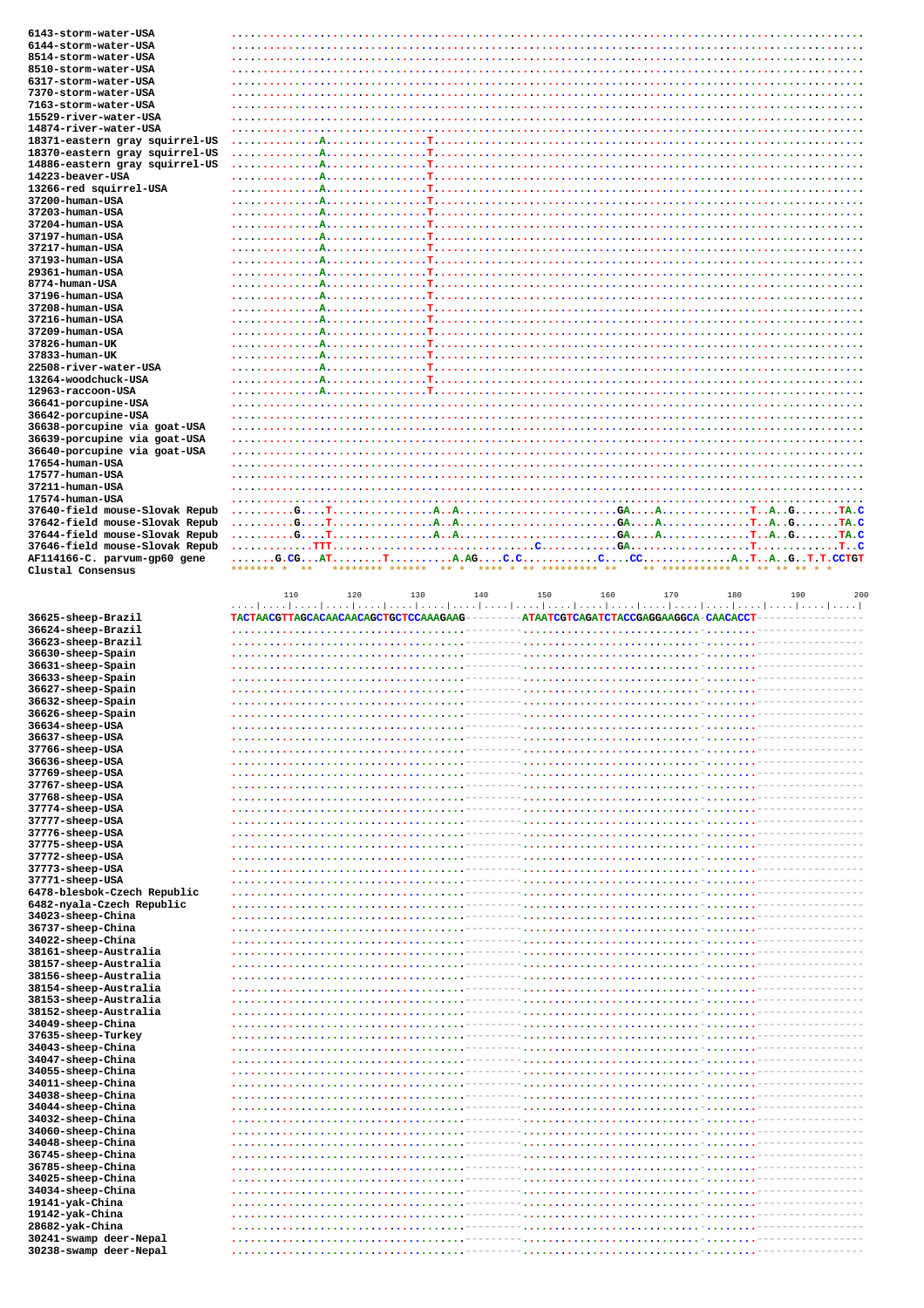```
6143-storm-water-USA             ....................................................................................................
6144-storm-water-USA             ....................................................................................................
8514-storm-water-USA             ....................................................................................................
8510-storm-water-USA             ....................................................................................................
6317-storm-water-USA             ....................................................................................................
7370-storm-water-USA             ....................................................................................................
7163-storm-water-USA             ....................................................................................................
15529-river-water-USA            ....................................................................................................
14874-river-water-USA            ....................................................................................................
18371-eastern gray squirrel-US   ..............A................T....................................................................
18370-eastern gray squirrel-US   ..............A................T....................................................................
14886-eastern gray squirrel-US   ..............A................T....................................................................
14223-beaver-USA                 ..............A................T....................................................................
13266-red squirrel-USA           ..............A................T....................................................................
37200-human-USA                  ..............A................T....................................................................
37203-human-USA                  ..............A................T....................................................................
37204-human-USA                  ..............A................T....................................................................
37197-human-USA                  ..............A................T....................................................................
37217-human-USA                  ..............A................T....................................................................
37193-human-USA                  ..............A................T....................................................................
29361-human-USA                  ..............A................T....................................................................
8774-human-USA                   ..............A................T....................................................................
37196-human-USA                  ..............A................T....................................................................
37208-human-USA                  ..............A................T....................................................................
37216-human-USA                  ..............A................T....................................................................
37209-human-USA                  ..............A................T....................................................................
37826-human-UK                   ..............A................T....................................................................
37833-human-UK                   ..............A................T....................................................................
22508-river-water-USA            ..............A................T....................................................................
13264-woodchuck-USA              ..............A................T....................................................................
12963-raccoon-USA                ..............A................T....................................................................
36641-porcupine-USA              ....................................................................................................
36642-porcupine-USA              ....................................................................................................
36638-porcupine via goat-USA     ....................................................................................................
36639-porcupine via goat-USA     ....................................................................................................
36640-porcupine via goat-USA     ....................................................................................................
17654-human-USA                  ....................................................................................................
17577-human-USA                  ....................................................................................................
37211-human-USA                  ....................................................................................................
17574-human-USA                  ....................................................................................................
37640-field mouse-Slovak Repub   ..........G....T................A..A.........................GA....A..............T..A..G.......TA.C
37642-field mouse-Slovak Repub   ..........G....T................A..A.........................GA....A..............T..A..G.......TA.C
37644-field mouse-Slovak Repub   ..........G....T................A..A.........................GA....A..............T..A..G.......TA.C
37646-field mouse-Slovak Repub   .............TTT................................C............GA...................T.............T..C
AF114166-C. parvum-gp60 gene     .......G.CG...AT........T..........A.AG....C.C............C....CC..............A..T..A..G..T.T.CCTGT
Clustal Consensus                ******* *  **   ******** *******  ** *  **** * ** ********* **    ** *********** ** ** ** ** * *

                                          110       120       130       140       150       160       170       180       190       200
                                 ....|....|....|....|....|....|....|....|....|....|....|....|....|....|....|....|....|....|....|....|
36625-sheep-Brazil               TACTAACGTTAGCACAACAACAGCTGCTCCAAAGAAG---------ATAATCGTCAGATCTACCGAGGAAGGCA-CAACACCT-----------------
36624-sheep-Brazil               .....................................---------............................-........-----------------
36623-sheep-Brazil               .....................................---------............................-........-----------------
36630-sheep-Spain                .....................................---------............................-........-----------------
36631-sheep-Spain                .....................................---------............................-........-----------------
36633-sheep-Spain                .....................................---------............................-........-----------------
36627-sheep-Spain                .....................................---------............................-........-----------------
36632-sheep-Spain                .....................................---------............................-........-----------------
36626-sheep-Spain                .....................................---------............................-........-----------------
36634-sheep-USA                  .....................................---------............................-........-----------------
36637-sheep-USA                  .....................................---------............................-........-----------------
37766-sheep-USA                  .....................................---------............................-........-----------------
36636-sheep-USA                  .....................................---------............................-........-----------------
37769-sheep-USA                  .....................................---------............................-........-----------------
37767-sheep-USA                  .....................................---------............................-........-----------------
37768-sheep-USA                  .....................................---------............................-........-----------------
37774-sheep-USA                  .....................................---------............................-........-----------------
37777-sheep-USA                  .....................................---------............................-........-----------------
37776-sheep-USA                  .....................................---------............................-........-----------------
37775-sheep-USA                  .....................................---------............................-........-----------------
37772-sheep-USA                  .....................................---------............................-........-----------------
37773-sheep-USA                  .....................................---------............................-........-----------------
37771-sheep-USA                  .....................................---------............................-........-----------------
6478-blesbok-Czech Republic      .....................................---------............................-........-----------------
6482-nyala-Czech Republic        .....................................---------............................-........-----------------
34023-sheep-China                .....................................---------............................-........-----------------
36737-sheep-China                .....................................---------............................-........-----------------
34022-sheep-China                .....................................---------............................-........-----------------
38161-sheep-Australia            .....................................---------............................-........-----------------
38157-sheep-Australia            .....................................---------............................-........-----------------
38156-sheep-Australia            .....................................---------............................-........-----------------
38154-sheep-Australia            .....................................---------............................-........-----------------
38153-sheep-Australia            .....................................---------............................-........-----------------
38152-sheep-Australia            .....................................---------............................-........-----------------
34049-sheep-China                .....................................---------............................-........-----------------
37635-sheep-Turkey               .....................................---------............................-........-----------------
34043-sheep-China                .....................................---------............................-........-----------------
34047-sheep-China                .....................................---------............................-........-----------------
34055-sheep-China                .....................................---------............................-........-----------------
34011-sheep-China                .....................................---------............................-........-----------------
34038-sheep-China                .....................................---------............................-........-----------------
34044-sheep-China                .....................................---------............................-........-----------------
34032-sheep-China                .....................................---------............................-........-----------------
34060-sheep-China                .....................................---------............................-........-----------------
34048-sheep-China                .....................................---------............................-........-----------------
36745-sheep-China                .....................................---------............................-........-----------------
36785-sheep-China                .....................................---------............................-........-----------------
34025-sheep-China                .....................................---------............................-........-----------------
34034-sheep-China                .....................................---------............................-........-----------------
19141-yak-China                  .....................................---------............................-........-----------------
19142-yak-China                  .....................................---------............................-........-----------------
28682-yak-China                  .....................................---------............................-........-----------------
30241-swamp deer-Nepal           .....................................---------............................-........-----------------
30238-swamp deer-Nepal           .....................................---------............................-........-----------------
```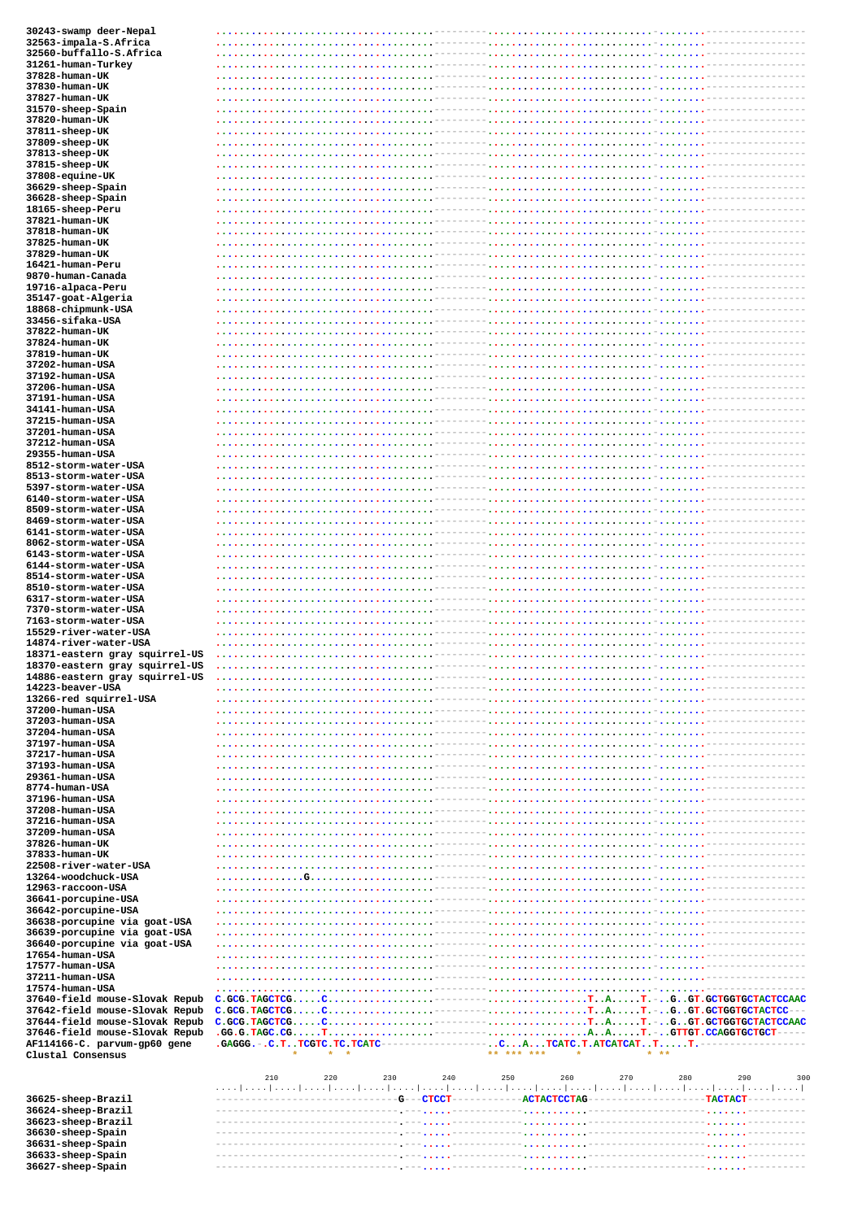```
30243-swamp deer-Nepal          ..................................---------...........................-........---------------
32563-impala-S.Africa           ..................................---------...........................-........---------------
32560-buffallo-S.Africa         ..................................---------...........................-........---------------
31261-human-Turkey              ..................................---------...........................-........---------------
37828-human-UK                  ..................................---------...........................-........---------------
37830-human-UK                  ..................................---------...........................-........---------------
37827-human-UK                  ..................................---------...........................-........---------------
31570-sheep-Spain               ..................................---------...........................-........---------------
37820-human-UK                  ..................................---------...........................-........---------------
37811-sheep-UK                  ..................................---------...........................-........---------------
37809-sheep-UK                  ..................................---------...........................-........---------------
37813-sheep-UK                  ..................................---------...........................-........---------------
37815-sheep-UK                  ..................................---------...........................-........---------------
37808-equine-UK                 ..................................---------...........................-........---------------
36629-sheep-Spain               ..................................---------...........................-........---------------
36628-sheep-Spain               ..................................---------...........................-........---------------
18165-sheep-Peru                ..................................---------...........................-........---------------
37821-human-UK                  ..................................---------...........................-........---------------
37818-human-UK                  ..................................---------...........................-........---------------
37825-human-UK                  ..................................---------...........................-........---------------
37829-human-UK                  ..................................---------...........................-........---------------
16421-human-Peru                ..................................---------...........................-........---------------
9870-human-Canada               ..................................---------...........................-........---------------
19716-alpaca-Peru               ..................................---------...........................-........---------------
35147-goat-Algeria              ..................................---------...........................-........---------------
18868-chipmunk-USA              ..................................---------...........................-........---------------
33456-sifaka-USA                ..................................---------...........................-........---------------
37822-human-UK                  ..................................---------...........................-........---------------
37824-human-UK                  ..................................---------...........................-........---------------
37819-human-UK                  ..................................---------...........................-........---------------
37202-human-USA                 ..................................---------...........................-........---------------
37192-human-USA                 ..................................---------...........................-........---------------
37206-human-USA                 ..................................---------...........................-........---------------
37191-human-USA                 ..................................---------...........................-........---------------
34141-human-USA                 ..................................---------...........................-........---------------
37215-human-USA                 ..................................---------...........................-........---------------
37201-human-USA                 ..................................---------...........................-........---------------
37212-human-USA                 ..................................---------...........................-........---------------
29355-human-USA                 ..................................---------...........................-........---------------
8512-storm-water-USA            ..................................---------...........................-........---------------
8513-storm-water-USA            ..................................---------...........................-........---------------
5397-storm-water-USA            ..................................---------...........................-........---------------
6140-storm-water-USA            ..................................---------...........................-........---------------
8509-storm-water-USA            ..................................---------...........................-........---------------
8469-storm-water-USA            ..................................---------...........................-........---------------
6141-storm-water-USA            ..................................---------...........................-........---------------
8062-storm-water-USA            ..................................---------...........................-........---------------
6143-storm-water-USA            ..................................---------...........................-........---------------
6144-storm-water-USA            ..................................---------...........................-........---------------
8514-storm-water-USA            ..................................---------...........................-........---------------
8510-storm-water-USA            ..................................---------...........................-........---------------
6317-storm-water-USA            ..................................---------...........................-........---------------
7370-storm-water-USA            ..................................---------...........................-........---------------
7163-storm-water-USA            ..................................---------...........................-........---------------
15529-river-water-USA           ..................................---------...........................-........---------------
14874-river-water-USA           ..................................---------...........................-........---------------
18371-eastern gray squirrel-US  ..................................---------...........................-........---------------
18370-eastern gray squirrel-US  ..................................---------...........................-........---------------
14886-eastern gray squirrel-US  ..................................---------...........................-........---------------
14223-beaver-USA                ..................................---------...........................-........---------------
13266-red squirrel-USA          ..................................---------...........................-........---------------
37200-human-USA                 ..................................---------...........................-........---------------
37203-human-USA                 ..................................---------...........................-........---------------
37204-human-USA                 ..................................---------...........................-........---------------
37197-human-USA                 ..................................---------...........................-........---------------
37217-human-USA                 ..................................---------...........................-........---------------
37193-human-USA                 ..................................---------...........................-........---------------
29361-human-USA                 ..................................---------...........................-........---------------
8774-human-USA                  ..................................---------...........................-........---------------
37196-human-USA                 ..................................---------...........................-........---------------
37208-human-USA                 ..................................---------...........................-........---------------
37216-human-USA                 ..................................---------...........................-........---------------
37209-human-USA                 ..................................---------...........................-........---------------
37826-human-UK                  ..................................---------...........................-........---------------
37833-human-UK                  ..................................---------...........................-........---------------
22508-river-water-USA           ..................................---------...........................-........---------------
13264-woodchuck-USA             ..............G...................---------...........................-........---------------
12963-raccoon-USA               ..................................---------...........................-........---------------
36641-porcupine-USA             ..................................---------...........................-........---------------
36642-porcupine-USA             ..................................---------...........................-........---------------
36638-porcupine via goat-USA    ..................................---------...........................-........---------------
36639-porcupine via goat-USA    ..................................---------...........................-........---------------
36640-porcupine via goat-USA    ..................................---------...........................-........---------------
17654-human-USA                 ..................................---------...........................-........---------------
17577-human-USA                 ..................................---------...........................-........---------------
37211-human-USA                 ..................................---------...........................-........---------------
17574-human-USA                 ..................................---------...........................-........---------------
37640-field mouse-Slovak Repub  C.GCG.TAGCTCG.....C...............---------................T..A.....T.-..G..GT.GCTGGTGCTACTCCAAC
37642-field mouse-Slovak Repub  C.GCG.TAGCTCG.....C...............---------................T..A.....T.-..G..GT.GCTGGTGCTACTCC---
37644-field mouse-Slovak Repub  C.GCG.TAGCTCG.....C...............---------................T..A.....T.-..G..GT.GCTGGTGCTACTCCAAC
37646-field mouse-Slovak Repub  .GG.G.TAGC.CG.....T...............---------.................A..A.....T.-..GTTGT.CCAGGTGCTGCT-----
AF114166-C. parvum-gp60 gene    .GAGGG.-.C.T..TCGTC.TC.TCATC-----------------..C...A...TCATC.T.ATCATCAT..T.....T.---------------
Clustal Consensus                          *     *  *                      ** *** ***      *          * **

                                        210       220       230       240       250       260       270       280       290       300
                                ....|....|....|....|....|....|....|....|....|....|....|....|....|....|....|....|....|....|....|....|
36625-sheep-Brazil              ------------------------------G---CTCCT------------ACTACTCCTAG-------------------TACTACT----------
36624-sheep-Brazil              ------------------------------.---.....------------...........-------------------.......----------
36623-sheep-Brazil              ------------------------------.---.....------------...........-------------------.......----------
36630-sheep-Spain               ------------------------------.---.....------------...........-------------------.......----------
36631-sheep-Spain               ------------------------------.---.....------------...........-------------------.......----------
36633-sheep-Spain               ------------------------------.---.....------------...........-------------------.......----------
36627-sheep-Spain               ------------------------------.---.....------------...........-------------------.......----------
```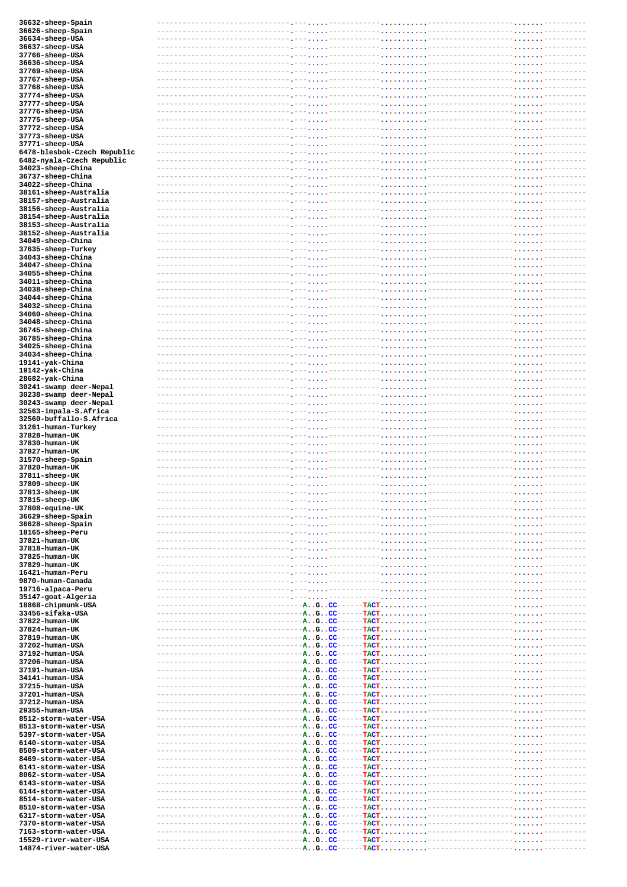```
36632-sheep-Spain           ------------------------------.---.....------------..........------------------......---------
36626-sheep-Spain           ------------------------------.---.....------------..........------------------......---------
36634-sheep-USA             ------------------------------.---.....------------..........------------------......---------
36637-sheep-USA             ------------------------------.---.....------------..........------------------......---------
37766-sheep-USA             ------------------------------.---.....------------..........------------------......---------
36636-sheep-USA             ------------------------------.---.....------------..........------------------......---------
37769-sheep-USA             ------------------------------.---.....------------..........------------------......---------
37767-sheep-USA             ------------------------------.---.....------------..........------------------......---------
37768-sheep-USA             ------------------------------.---.....------------..........------------------......---------
37774-sheep-USA             ------------------------------.---.....------------..........------------------......---------
37777-sheep-USA             ------------------------------.---.....------------..........------------------......---------
37776-sheep-USA             ------------------------------.---.....------------..........------------------......---------
37775-sheep-USA             ------------------------------.---.....------------..........------------------......---------
37772-sheep-USA             ------------------------------.---.....------------..........------------------......---------
37773-sheep-USA             ------------------------------.---.....------------..........------------------......---------
37771-sheep-USA             ------------------------------.---.....------------..........------------------......---------
6478-blesbok-Czech Republic ------------------------------.---.....------------..........------------------......---------
6482-nyala-Czech Republic   ------------------------------.---.....------------..........------------------......---------
34023-sheep-China           ------------------------------.---.....------------..........------------------......---------
36737-sheep-China           ------------------------------.---.....------------..........------------------......---------
34022-sheep-China           ------------------------------.---.....------------..........------------------......---------
38161-sheep-Australia       ------------------------------.---.....------------..........------------------......---------
38157-sheep-Australia       ------------------------------.---.....------------..........------------------......---------
38156-sheep-Australia       ------------------------------.---.....------------..........------------------......---------
38154-sheep-Australia       ------------------------------.---.....------------..........------------------......---------
38153-sheep-Australia       ------------------------------.---.....------------..........------------------......---------
38152-sheep-Australia       ------------------------------.---.....------------..........------------------......---------
34049-sheep-China           ------------------------------.---.....------------..........------------------......---------
37635-sheep-Turkey          ------------------------------.---.....------------..........------------------......---------
34043-sheep-China           ------------------------------.---.....------------..........------------------......---------
34047-sheep-China           ------------------------------.---.....------------..........------------------......---------
34055-sheep-China           ------------------------------.---.....------------..........------------------......---------
34011-sheep-China           ------------------------------.---.....------------..........------------------......---------
34038-sheep-China           ------------------------------.---.....------------..........------------------......---------
34044-sheep-China           ------------------------------.---.....------------..........------------------......---------
34032-sheep-China           ------------------------------.---.....------------..........------------------......---------
34060-sheep-China           ------------------------------.---.....------------..........------------------......---------
34048-sheep-China           ------------------------------.---.....------------..........------------------......---------
36745-sheep-China           ------------------------------.---.....------------..........------------------......---------
36785-sheep-China           ------------------------------.---.....------------..........------------------......---------
34025-sheep-China           ------------------------------.---.....------------..........------------------......---------
34034-sheep-China           ------------------------------.---.....------------..........------------------......---------
19141-yak-China             ------------------------------.---.....------------..........------------------......---------
19142-yak-China             ------------------------------.---.....------------..........------------------......---------
28682-yak-China             ------------------------------.---.....------------..........------------------......---------
30241-swamp deer-Nepal      ------------------------------.---.....------------..........------------------......---------
30238-swamp deer-Nepal      ------------------------------.---.....------------..........------------------......---------
30243-swamp deer-Nepal      ------------------------------.---.....------------..........------------------......---------
32563-impala-S.Africa       ------------------------------.---.....------------..........------------------......---------
32560-buffallo-S.Africa     ------------------------------.---.....------------..........------------------......---------
31261-human-Turkey          ------------------------------.---.....------------..........------------------......---------
37828-human-UK              ------------------------------.---.....------------..........------------------......---------
37830-human-UK              ------------------------------.---.....------------..........------------------......---------
37827-human-UK              ------------------------------.---.....------------..........------------------......---------
31570-sheep-Spain           ------------------------------.---.....------------..........------------------......---------
37820-human-UK              ------------------------------.---.....------------..........------------------......---------
37811-sheep-UK              ------------------------------.---.....------------..........------------------......---------
37809-sheep-UK              ------------------------------.---.....------------..........------------------......---------
37813-sheep-UK              ------------------------------.---.....------------..........------------------......---------
37815-sheep-UK              ------------------------------.---.....------------..........------------------......---------
37808-equine-UK             ------------------------------.---.....------------..........------------------......---------
36629-sheep-Spain           ------------------------------.---.....------------..........------------------......---------
36628-sheep-Spain           ------------------------------.---.....------------..........------------------......---------
18165-sheep-Peru            ------------------------------.---.....------------..........------------------......---------
37821-human-UK              ------------------------------.---.....------------..........------------------......---------
37818-human-UK              ------------------------------.---.....------------..........------------------......---------
37825-human-UK              ------------------------------.---.....------------..........------------------......---------
37829-human-UK              ------------------------------.---.....------------..........------------------......---------
16421-human-Peru            ------------------------------.---.....------------..........------------------......---------
9870-human-Canada           ------------------------------.---.....------------..........------------------......---------
19716-alpaca-Peru           ------------------------------.---.....------------..........------------------......---------
35147-goat-Algeria          ------------------------------.---.....------------..........------------------......---------
18868-chipmunk-USA          ------------------------------A..G..CC-----TACT..........------------------......---------
33456-sifaka-USA            ------------------------------A..G..CC-----TACT..........------------------......---------
37822-human-UK              ------------------------------A..G..CC-----TACT..........------------------......---------
37824-human-UK              ------------------------------A..G..CC-----TACT..........------------------......---------
37819-human-UK              ------------------------------A..G..CC-----TACT..........------------------......---------
37202-human-USA             ------------------------------A..G..CC-----TACT..........------------------......---------
37192-human-USA             ------------------------------A..G..CC-----TACT..........------------------......---------
37206-human-USA             ------------------------------A..G..CC-----TACT..........------------------......---------
37191-human-USA             ------------------------------A..G..CC-----TACT..........------------------......---------
34141-human-USA             ------------------------------A..G..CC-----TACT..........------------------......---------
37215-human-USA             ------------------------------A..G..CC-----TACT..........------------------......---------
37201-human-USA             ------------------------------A..G..CC-----TACT..........------------------......---------
37212-human-USA             ------------------------------A..G..CC-----TACT..........------------------......---------
29355-human-USA             ------------------------------A..G..CC-----TACT..........------------------......---------
8512-storm-water-USA        ------------------------------A..G..CC-----TACT..........------------------......---------
8513-storm-water-USA        ------------------------------A..G..CC-----TACT..........------------------......---------
5397-storm-water-USA        ------------------------------A..G..CC-----TACT..........------------------......---------
6140-storm-water-USA        ------------------------------A..G..CC-----TACT..........------------------......---------
8509-storm-water-USA        ------------------------------A..G..CC-----TACT..........------------------......---------
8469-storm-water-USA        ------------------------------A..G..CC-----TACT..........------------------......---------
6141-storm-water-USA        ------------------------------A..G..CC-----TACT..........------------------......---------
8062-storm-water-USA        ------------------------------A..G..CC-----TACT..........------------------......---------
6143-storm-water-USA        ------------------------------A..G..CC-----TACT..........------------------......---------
6144-storm-water-USA        ------------------------------A..G..CC-----TACT..........------------------......---------
8514-storm-water-USA        ------------------------------A..G..CC-----TACT..........------------------......---------
8510-storm-water-USA        ------------------------------A..G..CC-----TACT..........------------------......---------
6317-storm-water-USA        ------------------------------A..G..CC-----TACT..........------------------......---------
7370-storm-water-USA        ------------------------------A..G..CC-----TACT..........------------------......---------
7163-storm-water-USA        ------------------------------A..G..CC-----TACT..........------------------......---------
15529-river-water-USA       ------------------------------A..G..CC-----TACT..........------------------......---------
14874-river-water-USA       ------------------------------A..G..CC-----TACT..........------------------......---------
```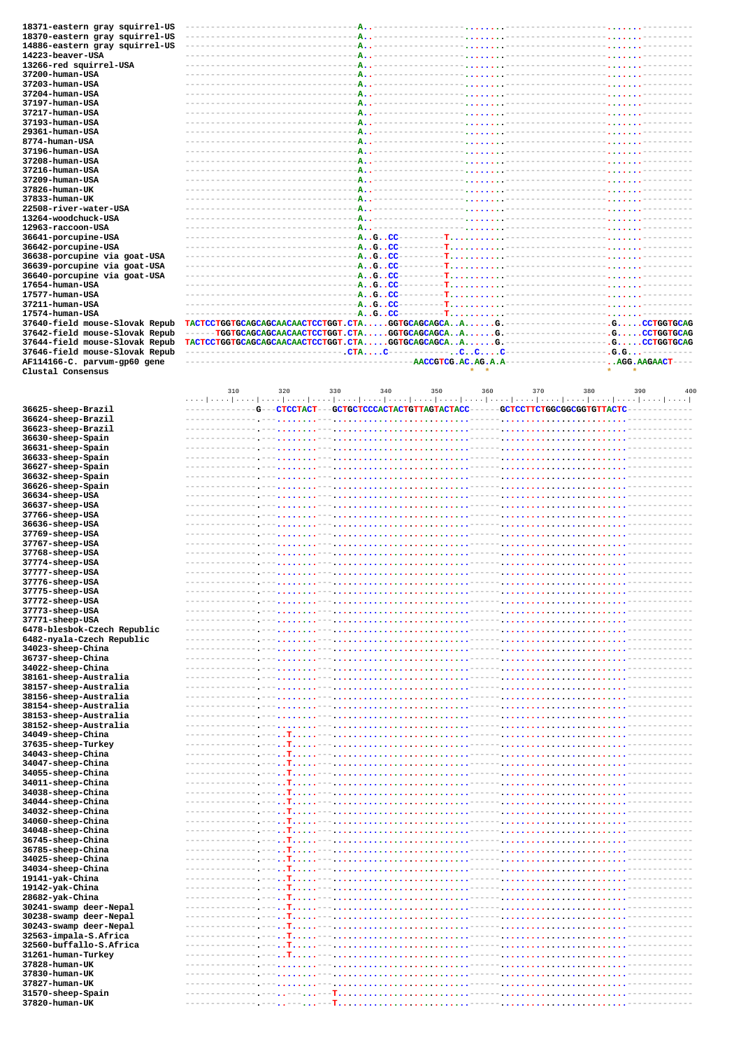```
18371-eastern gray squirrel-US   ------------------------------A..------------------.......-----------------------......----------
18370-eastern gray squirrel-US   ------------------------------A..------------------.......-----------------------......----------
14886-eastern gray squirrel-US   ------------------------------A..------------------.......-----------------------......----------
14223-beaver-USA                 ------------------------------A..------------------.......-----------------------......----------
13266-red squirrel-USA           ------------------------------A..------------------.......-----------------------......----------
37200-human-USA                  ------------------------------A..------------------.......-----------------------......----------
37203-human-USA                  ------------------------------A..------------------.......-----------------------......----------
37204-human-USA                  ------------------------------A..------------------.......-----------------------......----------
37197-human-USA                  ------------------------------A..------------------.......-----------------------......----------
37217-human-USA                  ------------------------------A..------------------.......-----------------------......----------
37193-human-USA                  ------------------------------A..------------------.......-----------------------......----------
29361-human-USA                  ------------------------------A..------------------.......-----------------------......----------
8774-human-USA                   ------------------------------A..------------------.......-----------------------......----------
37196-human-USA                  ------------------------------A..------------------.......-----------------------......----------
37208-human-USA                  ------------------------------A..------------------.......-----------------------......----------
37216-human-USA                  ------------------------------A..------------------.......-----------------------......----------
37209-human-USA                  ------------------------------A..------------------.......-----------------------......----------
37826-human-UK                   ------------------------------A..------------------.......-----------------------......----------
37833-human-UK                   ------------------------------A..------------------.......-----------------------......----------
22508-river-water-USA            ------------------------------A..------------------.......-----------------------......----------
13264-woodchuck-USA              ------------------------------A..------------------.......-----------------------......----------
12963-raccoon-USA                ------------------------------A..------------------.......-----------------------......----------
36641-porcupine-USA              ------------------------------A..G..CC---------T..........-----------------------......----------
36642-porcupine-USA              ------------------------------A..G..CC---------T..........-----------------------......----------
36638-porcupine via goat-USA     ------------------------------A..G..CC---------T..........-----------------------......----------
36639-porcupine via goat-USA     ------------------------------A..G..CC---------T..........-----------------------......----------
36640-porcupine via goat-USA     ------------------------------A..G..CC---------T..........-----------------------......----------
17654-human-USA                  ------------------------------A..G..CC---------T..........-----------------------......----------
17577-human-USA                  ------------------------------A..G..CC---------T..........-----------------------......----------
37211-human-USA                  ------------------------------A..G..CC---------T..........-----------------------......----------
17574-human-USA                  ------------------------------A..G..CC---------T..........-----------------------......----------
37640-field mouse-Slovak Repub   TACTCCTGGTGCAGCAGCAACAACTCCTGGT.CTA.....GGTGCAGCAGCA..A......G.-------------------.G.....CCTGGTGCAG
37642-field mouse-Slovak Repub   -----TGGTGCAGCAGCAACAACTCCTGGT.CTA.....GGTGCAGCAGCA..A......G.-------------------.G.....CCTGGTGCAG
37644-field mouse-Slovak Repub   TACTCCTGGTGCAGCAGCAACAACTCCTGGT.CTA.....GGTGCAGCAGCA..A......G.-------------------.G.....CCTGGTGCAG
37646-field mouse-Slovak Repub   ----------------------------.CTA....C------------C..C....C-----------------------.G.G...----------
AF114166-C. parvum-gp60 gene     ----------------------------------------AACCGTCG.AC.AG.A.A-------------------..AGG.AAGAACT----
Clustal Consensus                                                                 *  *                   *    *

                                       310       320       330       340       350       360       370       380       390       400
                                 ....|....|....|....|....|....|....|....|....|....|....|....|....|....|....|....|....|....|....|
36625-sheep-Brazil               -------------G---CTCCTACT---GCTGCTCCCACTACTGTTAGTACTACC-----GCTCCTTCTGGCGGCGGTGTTACTC-----------
36624-sheep-Brazil               -------------.---........---...........................-----.........................-----------
36623-sheep-Brazil               -------------.---........---...........................-----.........................-----------
36630-sheep-Spain                -------------.---........---...........................-----.........................-----------
36631-sheep-Spain                -------------.---........---...........................-----.........................-----------
36633-sheep-Spain                -------------.---........---...........................-----.........................-----------
36627-sheep-Spain                -------------.---........---...........................-----.........................-----------
36632-sheep-Spain                -------------.---........---...........................-----.........................-----------
36626-sheep-Spain                -------------.---........---...........................-----.........................-----------
36634-sheep-USA                  -------------.---........---...........................-----.........................-----------
36637-sheep-USA                  -------------.---........---...........................-----.........................-----------
37766-sheep-USA                  -------------.---........---...........................-----.........................-----------
36636-sheep-USA                  -------------.---........---...........................-----.........................-----------
37769-sheep-USA                  -------------.---........---...........................-----.........................-----------
37767-sheep-USA                  -------------.---........---...........................-----.........................-----------
37768-sheep-USA                  -------------.---........---...........................-----.........................-----------
37774-sheep-USA                  -------------.---........---...........................-----.........................-----------
37777-sheep-USA                  -------------.---........---...........................-----.........................-----------
37776-sheep-USA                  -------------.---........---...........................-----.........................-----------
37775-sheep-USA                  -------------.---........---...........................-----.........................-----------
37772-sheep-USA                  -------------.---........---...........................-----.........................-----------
37773-sheep-USA                  -------------.---........---...........................-----.........................-----------
37771-sheep-USA                  -------------.---........---...........................-----.........................-----------
6478-blesbok-Czech Republic      -------------.---........---...........................-----.........................-----------
6482-nyala-Czech Republic        -------------.---........---...........................-----.........................-----------
34023-sheep-China                -------------.---........---...........................-----.........................-----------
36737-sheep-China                -------------.---........---...........................-----.........................-----------
34022-sheep-China                -------------.---........---...........................-----.........................-----------
38161-sheep-Australia            -------------.---........---...........................-----.........................-----------
38157-sheep-Australia            -------------.---........---...........................-----.........................-----------
38156-sheep-Australia            -------------.---........---...........................-----.........................-----------
38154-sheep-Australia            -------------.---........---...........................-----.........................-----------
38153-sheep-Australia            -------------.---........---...........................-----.........................-----------
38152-sheep-Australia            -------------.---........---...........................-----.........................-----------
34049-sheep-China                -------------.---..T.....---...........................-----.........................-----------
37635-sheep-Turkey               -------------.---..T.....---...........................-----.........................-----------
34043-sheep-China                -------------.---..T.....---...........................-----.........................-----------
34047-sheep-China                -------------.---..T.....---...........................-----.........................-----------
34055-sheep-China                -------------.---..T.....---...........................-----.........................-----------
34011-sheep-China                -------------.---..T.....---...........................-----.........................-----------
34038-sheep-China                -------------.---..T.....---...........................-----.........................-----------
34044-sheep-China                -------------.---..T.....---...........................-----.........................-----------
34032-sheep-China                -------------.---..T.....---...........................-----.........................-----------
34060-sheep-China                -------------.---..T.....---...........................-----.........................-----------
34048-sheep-China                -------------.---..T.....---...........................-----.........................-----------
36745-sheep-China                -------------.---..T.....---...........................-----.........................-----------
36785-sheep-China                -------------.---..T.....---...........................-----.........................-----------
34025-sheep-China                -------------.---..T.....---...........................-----.........................-----------
34034-sheep-China                -------------.---..T.....---...........................-----.........................-----------
19141-yak-China                  -------------.---..T.....---...........................-----.........................-----------
19142-yak-China                  -------------.---..T.....---...........................-----.........................-----------
28682-yak-China                  -------------.---..T.....---...........................-----.........................-----------
30241-swamp deer-Nepal           -------------.---..T.....---...........................-----.........................-----------
30238-swamp deer-Nepal           -------------.---..T.....---...........................-----.........................-----------
30243-swamp deer-Nepal           -------------.---..T.....---...........................-----.........................-----------
32563-impala-S.Africa            -------------.---..T.....---...........................-----.........................-----------
32560-buffallo-S.Africa          -------------.---..T.....---...........................-----.........................-----------
31261-human-Turkey               -------------.---..T.....---...........................-----.........................-----------
37828-human-UK                   -------------.---........---...........................-----.........................-----------
37830-human-UK                   -------------.---........---...........................-----.........................-----------
37827-human-UK                   -------------.---........---...........................-----.........................-----------
31570-sheep-Spain                -------------.---..---...---T..........................-----.........................-----------
37820-human-UK                   -------------.---..---...---T..........................-----.........................-----------
```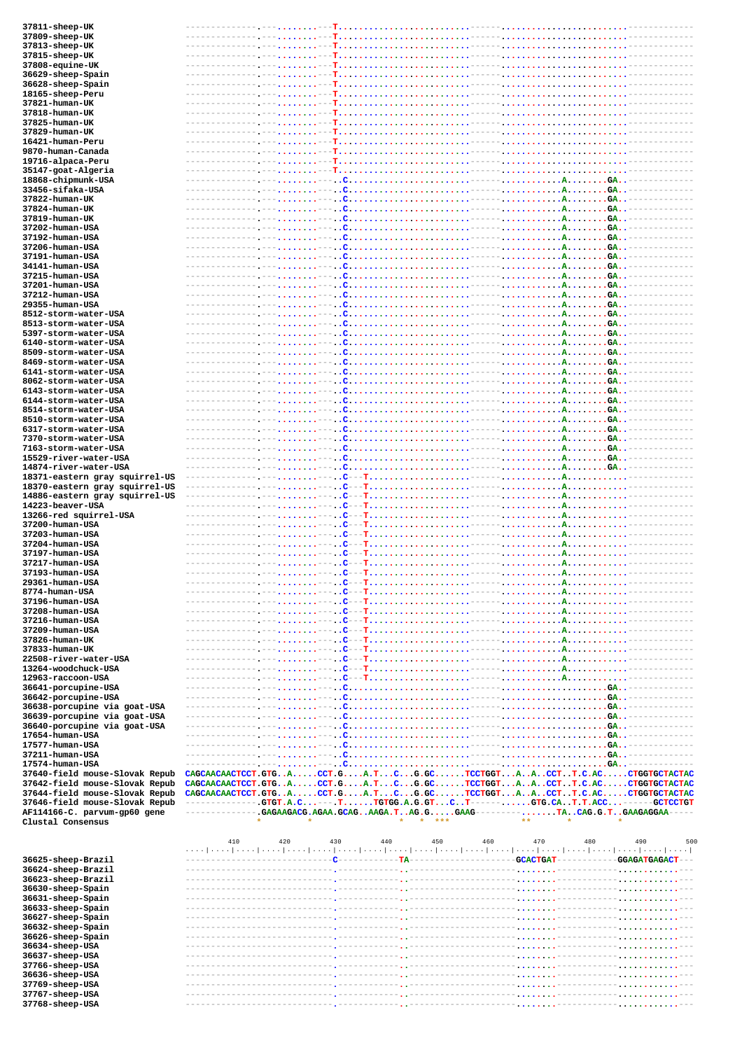```
37811-sheep-UK                    --------------.--........---T.......................------.......................-------------
37809-sheep-UK                    --------------.--........---T.......................------.......................-------------
37813-sheep-UK                    --------------.--........---T.......................------.......................-------------
37815-sheep-UK                    --------------.--........---T.......................------.......................-------------
37808-equine-UK                   --------------.--........---T.......................------.......................-------------
36629-sheep-Spain                 --------------.--........---T.......................------.......................-------------
36628-sheep-Spain                 --------------.--........---T.......................------.......................-------------
18165-sheep-Peru                  --------------.--........---T.......................------.......................-------------
37821-human-UK                    --------------.--........---T.......................------.......................-------------
37818-human-UK                    --------------.--........---T.......................------.......................-------------
37825-human-UK                    --------------.--........---T.......................------.......................-------------
37829-human-UK                    --------------.--........---T.......................------.......................-------------
16421-human-Peru                  --------------.--........---T.......................------.......................-------------
9870-human-Canada                 --------------.--........---T.......................------.......................-------------
19716-alpaca-Peru                 --------------.--........---T.......................------.......................-------------
35147-goat-Algeria                --------------.--........---T.......................------.......................-------------
18868-chipmunk-USA                --------------.--........----..C....................------...........A........GA..-----------
33456-sifaka-USA                  --------------.--........----..C....................------...........A........GA..-----------
37822-human-UK                    --------------.--........----..C....................------...........A........GA..-----------
37824-human-UK                    --------------.--........----..C....................------...........A........GA..-----------
37819-human-UK                    --------------.--........----..C....................------...........A........GA..-----------
37202-human-USA                   --------------.--........----..C....................------...........A........GA..-----------
37192-human-USA                   --------------.--........----..C....................------...........A........GA..-----------
37206-human-USA                   --------------.--........----..C....................------...........A........GA..-----------
37191-human-USA                   --------------.--........----..C....................------...........A........GA..-----------
34141-human-USA                   --------------.--........----..C....................------...........A........GA..-----------
37215-human-USA                   --------------.--........----..C....................------...........A........GA..-----------
37201-human-USA                   --------------.--........----..C....................------...........A........GA..-----------
37212-human-USA                   --------------.--........----..C....................------...........A........GA..-----------
29355-human-USA                   --------------.--........----..C....................------...........A........GA..-----------
8512-storm-water-USA              --------------.--........----..C....................------...........A........GA..-----------
8513-storm-water-USA              --------------.--........----..C....................------...........A........GA..-----------
5397-storm-water-USA              --------------.--........----..C....................------...........A........GA..-----------
6140-storm-water-USA              --------------.--........----..C....................------...........A........GA..-----------
8509-storm-water-USA              --------------.--........----..C....................------...........A........GA..-----------
8469-storm-water-USA              --------------.--........----..C....................------...........A........GA..-----------
6141-storm-water-USA              --------------.--........----..C....................------...........A........GA..-----------
8062-storm-water-USA              --------------.--........----..C....................------...........A........GA..-----------
6143-storm-water-USA              --------------.--........----..C....................------...........A........GA..-----------
6144-storm-water-USA              --------------.--........----..C....................------...........A........GA..-----------
8514-storm-water-USA              --------------.--........----..C....................------...........A........GA..-----------
8510-storm-water-USA              --------------.--........----..C....................------...........A........GA..-----------
6317-storm-water-USA              --------------.--........----..C....................------...........A........GA..-----------
7370-storm-water-USA              --------------.--........----..C....................------...........A........GA..-----------
7163-storm-water-USA              --------------.--........----..C....................------...........A........GA..-----------
15529-river-water-USA             --------------.--........----..C....................------...........A........GA..-----------
14874-river-water-USA             --------------.--........----..C....................------...........A........GA..-----------
18371-eastern gray squirrel-US    --------------.--........----..C---T................------...........A............-----------
18370-eastern gray squirrel-US    --------------.--........----..C---T................------...........A............-----------
14886-eastern gray squirrel-US    --------------.--........----..C---T................------...........A............-----------
14223-beaver-USA                  --------------.--........----..C---T................------...........A............-----------
13266-red squirrel-USA            --------------.--........----..C---T................------...........A............-----------
37200-human-USA                   --------------.--........----..C---T................------...........A............-----------
37203-human-USA                   --------------.--........----..C---T................------...........A............-----------
37204-human-USA                   --------------.--........----..C---T................------...........A............-----------
37197-human-USA                   --------------.--........----..C---T................------...........A............-----------
37217-human-USA                   --------------.--........----..C---T................------...........A............-----------
37193-human-USA                   --------------.--........----..C---T................------...........A............-----------
29361-human-USA                   --------------.--........----..C---T................------...........A............-----------
8774-human-USA                    --------------.--........----..C---T................------...........A............-----------
37196-human-USA                   --------------.--........----..C---T................------...........A............-----------
37208-human-USA                   --------------.--........----..C---T................------...........A............-----------
37216-human-USA                   --------------.--........----..C---T................------...........A............-----------
37209-human-USA                   --------------.--........----..C---T................------...........A............-----------
37826-human-UK                    --------------.--........----..C---T................------...........A............-----------
37833-human-UK                    --------------.--........----..C---T................------...........A............-----------
22508-river-water-USA             --------------.--........----..C---T................------...........A............-----------
13264-woodchuck-USA               --------------.--........----..C---T................------...........A............-----------
12963-raccoon-USA                 --------------.--........----..C---T................------...........A............-----------
36641-porcupine-USA               --------------.--........----..C....................------...................GA..-----------
36642-porcupine-USA               --------------.--........----..C....................------...................GA..-----------
36638-porcupine via goat-USA      --------------.--........----..C....................------...................GA..-----------
36639-porcupine via goat-USA      --------------.--........----..C....................------...................GA..-----------
36640-porcupine via goat-USA      --------------.--........----..C....................------...................GA..-----------
17654-human-USA                   --------------.--........----..C....................------...................GA..-----------
17577-human-USA                   --------------.--........----..C....................------...................GA..-----------
37211-human-USA                   --------------.--........----..C....................------...................GA..-----------
17574-human-USA                   --------------.--........----..C....................------...................GA..-----------
37640-field mouse-Slovak Repub    CAGCAACAACTCCT.GTG..A.....CCT.G....A.T...C...G.GC......TCCTGGT...A..A..CCT..T.C.AC.....CTGGTGCTACTAC
37642-field mouse-Slovak Repub    CAGCAACAACTCCT.GTG..A.....CCT.G....A.T...C...G.GC......TCCTGGT...A..A..CCT..T.C.AC.....CTGGTGCTACTAC
37644-field mouse-Slovak Repub    CAGCAACAACTCCT.GTG..A.....CCT.G....A.T...C...G.GC......TCCTGGT...A..A..CCT..T.C.AC.....CTGGTGCTACTAC
37646-field mouse-Slovak Repub    --------------.GTGT.A.C......T......TGTGG.A.G.GT...C..T------......GTG.CA..T.T.ACC...------GCTCCTGT
AF114166-C. parvum-gp60 gene      --------------.GAGAAGACG.AGAA.GCAG..AAGA.T..AG.G.....GAAG---------.......TA..CAG.G.T..GAAGAGGAA-----
Clustal Consensus                               *         *               *   *  ***            **         *        *

                                          410       420       430       440       450       460       470       480       490       500
                                  ....|....|....|....|....|....|....|....|....|....|....|....|....|....|....|....|....|....|....|
36625-sheep-Brazil                ----------------------------C-----------TA--------------------GCACTGAT----------GGAGATGAGACT---
36624-sheep-Brazil                ----------------------------.-----------..--------------------........----------............---
36623-sheep-Brazil                ----------------------------.-----------..--------------------........----------............---
36630-sheep-Spain                 ----------------------------.-----------..--------------------........----------............---
36631-sheep-Spain                 ----------------------------.-----------..--------------------........----------............---
36633-sheep-Spain                 ----------------------------.-----------..--------------------........----------............---
36627-sheep-Spain                 ----------------------------.-----------..--------------------........----------............---
36632-sheep-Spain                 ----------------------------.-----------..--------------------........----------............---
36626-sheep-Spain                 ----------------------------.-----------..--------------------........----------............---
36634-sheep-USA                   ----------------------------.-----------..--------------------........----------............---
36637-sheep-USA                   ----------------------------.-----------..--------------------........----------............---
37766-sheep-USA                   ----------------------------.-----------..--------------------........----------............---
36636-sheep-USA                   ----------------------------.-----------..--------------------........----------............---
37769-sheep-USA                   ----------------------------.-----------..--------------------........----------............---
37767-sheep-USA                   ----------------------------.-----------..--------------------........----------............---
37768-sheep-USA                   ----------------------------.-----------..--------------------........----------............---
```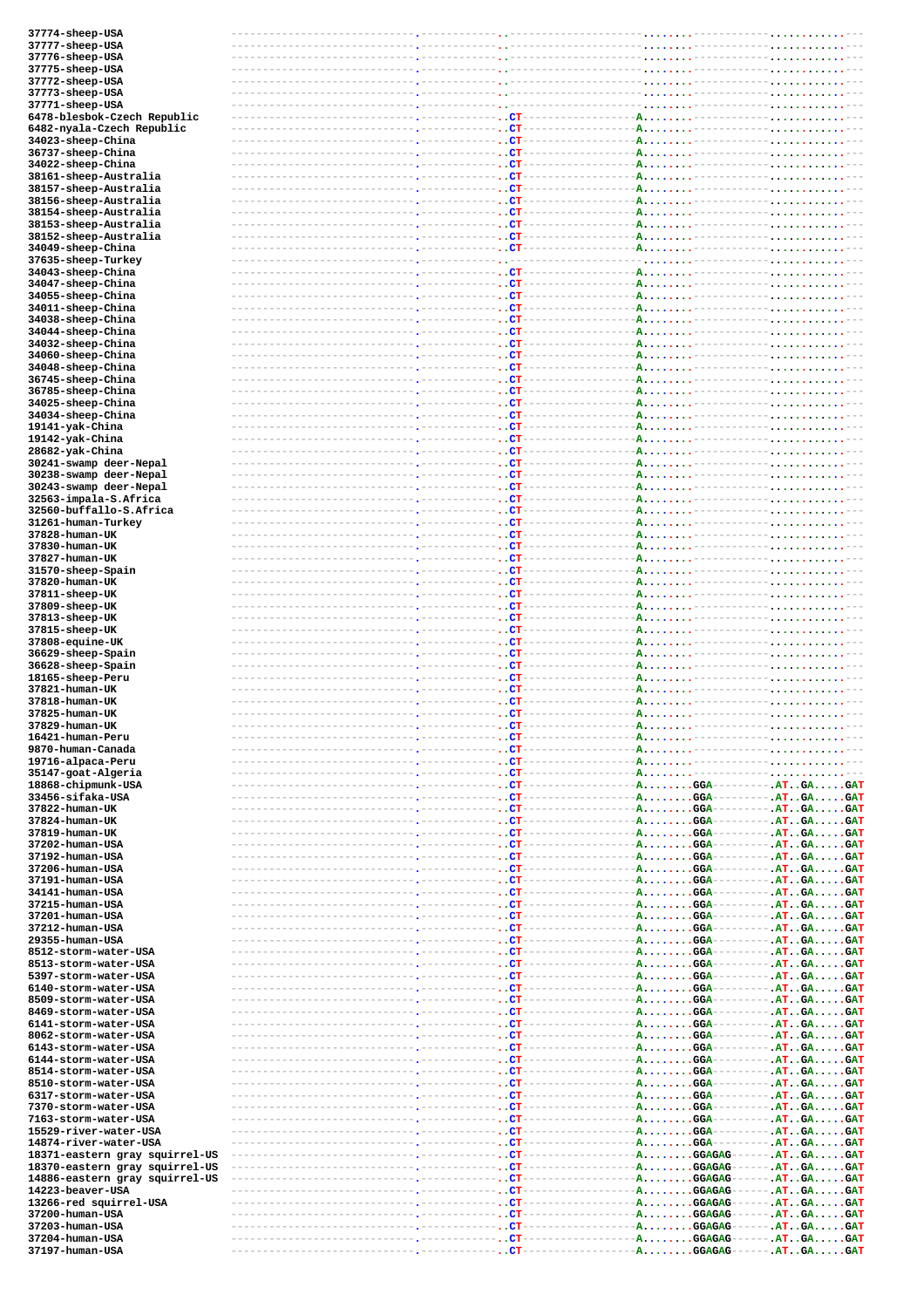```
37774-sheep-USA                  ------------------------------.------------..-------------------........----------............---
37777-sheep-USA                  ------------------------------.------------..-------------------........----------............---
37776-sheep-USA                  ------------------------------.------------..-------------------........----------............---
37775-sheep-USA                  ------------------------------.------------..-------------------........----------............---
37772-sheep-USA                  ------------------------------.------------..-------------------........----------............---
37773-sheep-USA                  ------------------------------.------------..-------------------........----------............---
37771-sheep-USA                  ------------------------------.------------..-------------------........----------............---
6478-blesbok-Czech Republic      ------------------------------.------------..CT-----------------A........----------............---
6482-nyala-Czech Republic        ------------------------------.------------..CT-----------------A........----------............---
34023-sheep-China                ------------------------------.------------..CT-----------------A........----------............---
36737-sheep-China                ------------------------------.------------..CT-----------------A........----------............---
34022-sheep-China                ------------------------------.------------..CT-----------------A........----------............---
38161-sheep-Australia            ------------------------------.------------..CT-----------------A........----------............---
38157-sheep-Australia            ------------------------------.------------..CT-----------------A........----------............---
38156-sheep-Australia            ------------------------------.------------..CT-----------------A........----------............---
38154-sheep-Australia            ------------------------------.------------..CT-----------------A........----------............---
38153-sheep-Australia            ------------------------------.------------..CT-----------------A........----------............---
38152-sheep-Australia            ------------------------------.------------..CT-----------------A........----------............---
34049-sheep-China                ------------------------------.------------..CT-----------------A........----------............---
37635-sheep-Turkey               ------------------------------.------------..-------------------........----------............---
34043-sheep-China                ------------------------------.------------..CT-----------------A........----------............---
34047-sheep-China                ------------------------------.------------..CT-----------------A........----------............---
34055-sheep-China                ------------------------------.------------..CT-----------------A........----------............---
34011-sheep-China                ------------------------------.------------..CT-----------------A........----------............---
34038-sheep-China                ------------------------------.------------..CT-----------------A........----------............---
34044-sheep-China                ------------------------------.------------..CT-----------------A........----------............---
34032-sheep-China                ------------------------------.------------..CT-----------------A........----------............---
34060-sheep-China                ------------------------------.------------..CT-----------------A........----------............---
34048-sheep-China                ------------------------------.------------..CT-----------------A........----------............---
36745-sheep-China                ------------------------------.------------..CT-----------------A........----------............---
36785-sheep-China                ------------------------------.------------..CT-----------------A........----------............---
34025-sheep-China                ------------------------------.------------..CT-----------------A........----------............---
34034-sheep-China                ------------------------------.------------..CT-----------------A........----------............---
19141-yak-China                  ------------------------------.------------..CT-----------------A........----------............---
19142-yak-China                  ------------------------------.------------..CT-----------------A........----------............---
28682-yak-China                  ------------------------------.------------..CT-----------------A........----------............---
30241-swamp deer-Nepal           ------------------------------.------------..CT-----------------A........----------............---
30238-swamp deer-Nepal           ------------------------------.------------..CT-----------------A........----------............---
30243-swamp deer-Nepal           ------------------------------.------------..CT-----------------A........----------............---
32563-impala-S.Africa            ------------------------------.------------..CT-----------------A........----------............---
32560-buffalo-S.Africa           ------------------------------.------------..CT-----------------A........----------............---
31261-human-Turkey               ------------------------------.------------..CT-----------------A........----------............---
37828-human-UK                   ------------------------------.------------..CT-----------------A........----------............---
37830-human-UK                   ------------------------------.------------..CT-----------------A........----------............---
37827-human-UK                   ------------------------------.------------..CT-----------------A........----------............---
31570-sheep-Spain                ------------------------------.------------..CT-----------------A........----------............---
37820-human-UK                   ------------------------------.------------..CT-----------------A........----------............---
37811-sheep-UK                   ------------------------------.------------..CT-----------------A........----------............---
37809-sheep-UK                   ------------------------------.------------..CT-----------------A........----------............---
37813-sheep-UK                   ------------------------------.------------..CT-----------------A........----------............---
37815-sheep-UK                   ------------------------------.------------..CT-----------------A........----------............---
37808-equine-UK                  ------------------------------.------------..CT-----------------A........----------............---
36629-sheep-Spain                ------------------------------.------------..CT-----------------A........----------............---
36628-sheep-Spain                ------------------------------.------------..CT-----------------A........----------............---
18165-sheep-Peru                 ------------------------------.------------..CT-----------------A........----------............---
37821-human-UK                   ------------------------------.------------..CT-----------------A........----------............---
37818-human-UK                   ------------------------------.------------..CT-----------------A........----------............---
37825-human-UK                   ------------------------------.------------..CT-----------------A........----------............---
37829-human-UK                   ------------------------------.------------..CT-----------------A........----------............---
16421-human-Peru                 ------------------------------.------------..CT-----------------A........----------............---
9870-human-Canada                ------------------------------.------------..CT-----------------A........----------............---
19716-alpaca-Peru                ------------------------------.------------..CT-----------------A........----------............---
35147-goat-Algeria               ------------------------------.------------..CT-----------------A........----------............
18868-chipmunk-USA               ------------------------------.------------..CT-----------------A........GGA-------.AT..GA.....GAT
33456-sifaka-USA                 ------------------------------.------------..CT-----------------A........GGA-------.AT..GA.....GAT
37822-human-UK                   ------------------------------.------------..CT-----------------A........GGA-------.AT..GA.....GAT
37824-human-UK                   ------------------------------.------------..CT-----------------A........GGA-------.AT..GA.....GAT
37819-human-UK                   ------------------------------.------------..CT-----------------A........GGA-------.AT..GA.....GAT
37202-human-USA                  ------------------------------.------------..CT-----------------A........GGA-------.AT..GA.....GAT
37192-human-USA                  ------------------------------.------------..CT-----------------A........GGA-------.AT..GA.....GAT
37206-human-USA                  ------------------------------.------------..CT-----------------A........GGA-------.AT..GA.....GAT
37191-human-USA                  ------------------------------.------------..CT-----------------A........GGA-------.AT..GA.....GAT
34141-human-USA                  ------------------------------.------------..CT-----------------A........GGA-------.AT..GA.....GAT
37215-human-USA                  ------------------------------.------------..CT-----------------A........GGA-------.AT..GA.....GAT
37201-human-USA                  ------------------------------.------------..CT-----------------A........GGA-------.AT..GA.....GAT
37212-human-USA                  ------------------------------.------------..CT-----------------A........GGA-------.AT..GA.....GAT
29355-human-USA                  ------------------------------.------------..CT-----------------A........GGA-------.AT..GA.....GAT
8512-storm-water-USA             ------------------------------.------------..CT-----------------A........GGA-------.AT..GA.....GAT
8513-storm-water-USA             ------------------------------.------------..CT-----------------A........GGA-------.AT..GA.....GAT
5397-storm-water-USA             ------------------------------.------------..CT-----------------A........GGA-------.AT..GA.....GAT
6140-storm-water-USA             ------------------------------.------------..CT-----------------A........GGA-------.AT..GA.....GAT
8509-storm-water-USA             ------------------------------.------------..CT-----------------A........GGA-------.AT..GA.....GAT
8469-storm-water-USA             ------------------------------.------------..CT-----------------A........GGA-------.AT..GA.....GAT
6141-storm-water-USA             ------------------------------.------------..CT-----------------A........GGA-------.AT..GA.....GAT
8062-storm-water-USA             ------------------------------.------------..CT-----------------A........GGA-------.AT..GA.....GAT
6143-storm-water-USA             ------------------------------.------------..CT-----------------A........GGA-------.AT..GA.....GAT
6144-storm-water-USA             ------------------------------.------------..CT-----------------A........GGA-------.AT..GA.....GAT
8514-storm-water-USA             ------------------------------.------------..CT-----------------A........GGA-------.AT..GA.....GAT
8510-storm-water-USA             ------------------------------.------------..CT-----------------A........GGA-------.AT..GA.....GAT
6317-storm-water-USA             ------------------------------.------------..CT-----------------A........GGA-------.AT..GA.....GAT
7370-storm-water-USA             ------------------------------.------------..CT-----------------A........GGA-------.AT..GA.....GAT
7163-storm-water-USA             ------------------------------.------------..CT-----------------A........GGA-------.AT..GA.....GAT
15529-river-water-USA            ------------------------------.------------..CT-----------------A........GGA-------.AT..GA.....GAT
14874-river-water-USA            ------------------------------.------------..CT-----------------A........GGA-------.AT..GA.....GAT
18371-eastern gray squirrel-US   ------------------------------.------------..CT-----------------A........GGAGAG----.AT..GA.....GAT
18370-eastern gray squirrel-US   ------------------------------.------------..CT-----------------A........GGAGAG----.AT..GA.....GAT
14886-eastern gray squirrel-US   ------------------------------.------------..CT-----------------A........GGAGAG----.AT..GA.....GAT
14223-beaver-USA                 ------------------------------.------------..CT-----------------A........GGAGAG----.AT..GA.....GAT
13266-red squirrel-USA           ------------------------------.------------..CT-----------------A........GGAGAG----.AT..GA.....GAT
37200-human-USA                  ------------------------------.------------..CT-----------------A........GGAGAG----.AT..GA.....GAT
37203-human-USA                  ------------------------------.------------..CT-----------------A........GGAGAG----.AT..GA.....GAT
37204-human-USA                  ------------------------------.------------..CT-----------------A........GGAGAG----.AT..GA.....GAT
37197-human-USA                  ------------------------------.------------..CT-----------------A........GGAGAG----.AT..GA.....GAT
```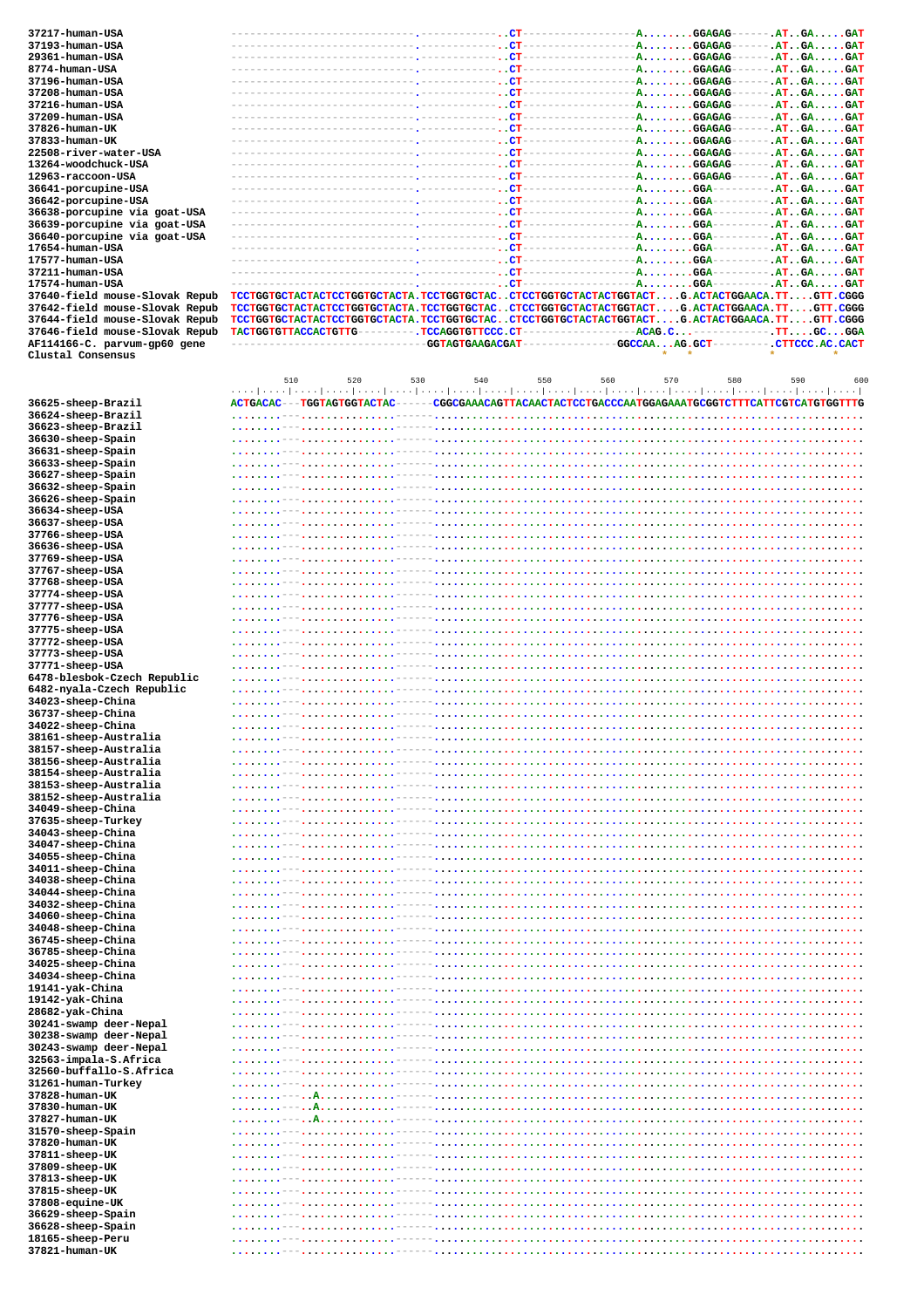```
37217-human-USA                  -----------------------------.-----------..CT----------------A........GGAGAG------.AT..GA.....GAT
37193-human-USA                  -----------------------------.-----------..CT----------------A........GGAGAG------.AT..GA.....GAT
29361-human-USA                  -----------------------------.-----------..CT----------------A........GGAGAG------.AT..GA.....GAT
8774-human-USA                   -----------------------------.-----------..CT----------------A........GGAGAG------.AT..GA.....GAT
37196-human-USA                  -----------------------------.-----------..CT----------------A........GGAGAG------.AT..GA.....GAT
37208-human-USA                  -----------------------------.-----------..CT----------------A........GGAGAG------.AT..GA.....GAT
37216-human-USA                  -----------------------------.-----------..CT----------------A........GGAGAG------.AT..GA.....GAT
37209-human-USA                  -----------------------------.-----------..CT----------------A........GGAGAG------.AT..GA.....GAT
37826-human-UK                   -----------------------------.-----------..CT----------------A........GGAGAG------.AT..GA.....GAT
37833-human-UK                   -----------------------------.-----------..CT----------------A........GGAGAG------.AT..GA.....GAT
22508-river-water-USA            -----------------------------.-----------..CT----------------A........GGAGAG------.AT..GA.....GAT
13264-woodchuck-USA              -----------------------------.-----------..CT----------------A........GGAGAG------.AT..GA.....GAT
12963-raccoon-USA                -----------------------------.-----------..CT----------------A........GGAGAG------.AT..GA.....GAT
36641-porcupine-USA              -----------------------------.-----------..CT----------------A........GGA---------.AT..GA.....GAT
36642-porcupine-USA              -----------------------------.-----------..CT----------------A........GGA---------.AT..GA.....GAT
36638-porcupine via goat-USA     -----------------------------.-----------..CT----------------A........GGA---------.AT..GA.....GAT
36639-porcupine via goat-USA     -----------------------------.-----------..CT----------------A........GGA---------.AT..GA.....GAT
36640-porcupine via goat-USA     -----------------------------.-----------..CT----------------A........GGA---------.AT..GA.....GAT
17654-human-USA                  -----------------------------.-----------..CT----------------A........GGA---------.AT..GA.....GAT
17577-human-USA                  -----------------------------.-----------..CT----------------A........GGA---------.AT..GA.....GAT
37211-human-USA                  -----------------------------.-----------..CT----------------A........GGA---------.AT..GA.....GAT
17574-human-USA                  -----------------------------.-----------..CT----------------A........GGA---------.AT..GA.....GAT
37640-field mouse-Slovak Repub   TCCTGGTGCTACTACTCCTGGTGCTACTA.TCCTGGTGCTAC..CTCCTGGTGCTACTACTGGTACT....G.ACTACTGGAACA.TT....GTT.CGGG
37642-field mouse-Slovak Repub   TCCTGGTGCTACTACTCCTGGTGCTACTA.TCCTGGTGCTAC..CTCCTGGTGCTACTACTGGTACT....G.ACTACTGGAACA.TT....GTT.CGGG
37644-field mouse-Slovak Repub   TCCTGGTGCTACTACTCCTGGTGCTACTA.TCCTGGTGCTAC..CTCCTGGTGCTACTACTGGTACT....G.ACTACTGGAACA.TT....GTT.CGGG
37646-field mouse-Slovak Repub   TACTGGTGTTACCACTGTTG---------.TCCAGGTGTTCCC.CT----------------ACAG.C...-----------.TT....GC...GGA
AF114166-C. parvum-gp60 gene     -----------------------------GGTAGTGAAGACGAT---------------GGCCAA...AG.GCT---------.CTTCCC.AC.CACT
Clustal Consensus                                                                                          *   *          *      *

                                        510       520       530       540       550       560       570       580       590       600
                                 ....|....|....|....|....|....|....|....|....|....|....|....|....|....|....|....|....|....|....|....|
36625-sheep-Brazil               ACTGACAC---TGGTAGTGGTACTAC-----CGGCGAAACAGTTACAACTACTCCTGACCCAATGGAGAAATGCGGTCTTTCATTCGTCATGTGGTTTG
36624-sheep-Brazil               ........---..............-----.....................................................................
36623-sheep-Brazil               ........---..............-----.....................................................................
36630-sheep-Spain                ........---..............-----.....................................................................
36631-sheep-Spain                ........---..............-----.....................................................................
36633-sheep-Spain                ........---..............-----.....................................................................
36627-sheep-Spain                ........---..............-----.....................................................................
36632-sheep-Spain                ........---..............-----.....................................................................
36626-sheep-Spain                ........---..............-----.....................................................................
36634-sheep-USA                  ........---..............-----.....................................................................
36637-sheep-USA                  ........---..............-----.....................................................................
37766-sheep-USA                  ........---..............-----.....................................................................
36636-sheep-USA                  ........---..............-----.....................................................................
37769-sheep-USA                  ........---..............-----.....................................................................
37767-sheep-USA                  ........---..............-----.....................................................................
37768-sheep-USA                  ........---..............-----.....................................................................
37774-sheep-USA                  ........---..............-----.....................................................................
37777-sheep-USA                  ........---..............-----.....................................................................
37776-sheep-USA                  ........---..............-----.....................................................................
37775-sheep-USA                  ........---..............-----.....................................................................
37772-sheep-USA                  ........---..............-----.....................................................................
37773-sheep-USA                  ........---..............-----.....................................................................
37771-sheep-USA                  ........---..............-----.....................................................................
6478-blesbok-Czech Republic      ........---..............-----.....................................................................
6482-nyala-Czech Republic        ........---..............-----.....................................................................
34023-sheep-China                ........---..............-----.....................................................................
36737-sheep-China                ........---..............-----.....................................................................
34022-sheep-China                ........---..............-----.....................................................................
38161-sheep-Australia            ........---..............-----.....................................................................
38157-sheep-Australia            ........---..............-----.....................................................................
38156-sheep-Australia            ........---..............-----.....................................................................
38154-sheep-Australia            ........---..............-----.....................................................................
38153-sheep-Australia            ........---..............-----.....................................................................
38152-sheep-Australia            ........---..............-----.....................................................................
34049-sheep-China                ........---..............-----.....................................................................
37635-sheep-Turkey               ........---..............-----.....................................................................
34043-sheep-China                ........---..............-----.....................................................................
34047-sheep-China                ........---..............-----.....................................................................
34055-sheep-China                ........---..............-----.....................................................................
34011-sheep-China                ........---..............-----.....................................................................
34038-sheep-China                ........---..............-----.....................................................................
34044-sheep-China                ........---..............-----.....................................................................
34032-sheep-China                ........---..............-----.....................................................................
34060-sheep-China                ........---..............-----.....................................................................
34048-sheep-China                ........---..............-----.....................................................................
36745-sheep-China                ........---..............-----.....................................................................
36785-sheep-China                ........---..............-----.....................................................................
34025-sheep-China                ........---..............-----.....................................................................
34034-sheep-China                ........---..............-----.....................................................................
19141-yak-China                  ........---..............-----.....................................................................
19142-yak-China                  ........---..............-----.....................................................................
28682-yak-China                  ........---..............-----.....................................................................
30241-swamp deer-Nepal           ........---..............-----.....................................................................
30238-swamp deer-Nepal           ........---..............-----.....................................................................
30243-swamp deer-Nepal           ........---..............-----.....................................................................
32563-impala-S.Africa            ........---..............-----.....................................................................
32560-buffallo-S.Africa          ........---..............-----.....................................................................
31261-human-Turkey               ........---..............-----.....................................................................
37828-human-UK                   ........---..A...........-----.....................................................................
37830-human-UK                   ........---..A...........-----.....................................................................
37827-human-UK                   ........---..A...........-----.....................................................................
31570-sheep-Spain                ........---..............-----.....................................................................
37820-human-UK                   ........---..............-----.....................................................................
37811-sheep-UK                   ........---..............-----.....................................................................
37809-sheep-UK                   ........---..............-----.....................................................................
37813-sheep-UK                   ........---..............-----.....................................................................
37815-sheep-UK                   ........---..............-----.....................................................................
37808-equine-UK                  ........---..............-----.....................................................................
36629-sheep-Spain                ........---..............-----.....................................................................
36628-sheep-Spain                ........---..............-----.....................................................................
18165-sheep-Peru                 ........---..............-----.....................................................................
37821-human-UK                   ........---..............-----.....................................................................
```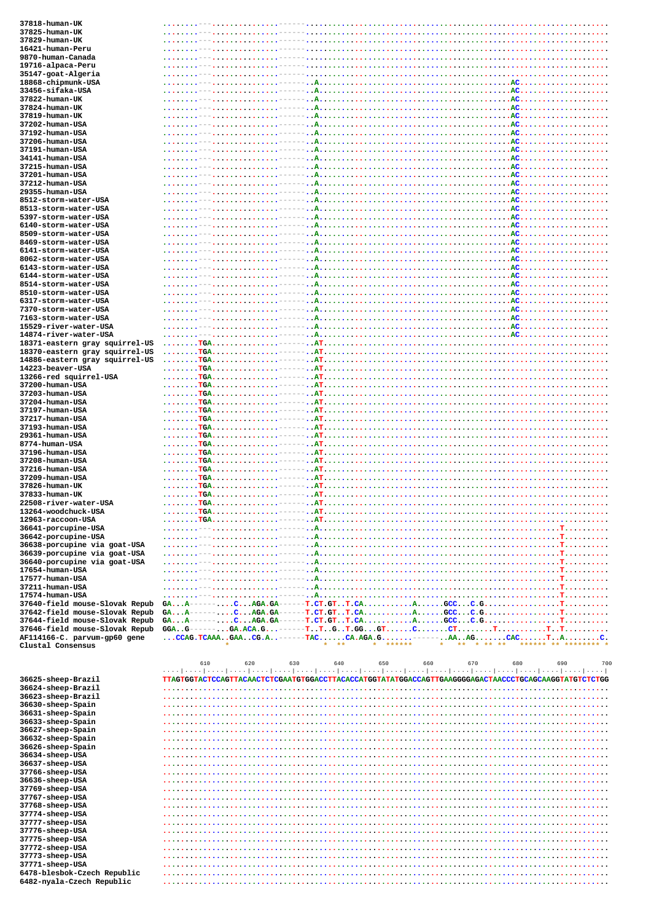```
37818-human-UK                 .......---..............-----...........................................................................
37825-human-UK                 .......---..............-----...........................................................................
37829-human-UK                 .......---..............-----...........................................................................
16421-human-Peru               .......---..............-----...........................................................................
9870-human-Canada              .......---..............-----...........................................................................
19716-alpaca-Peru              .......---..............-----...........................................................................
35147-goat-Algeria             .......---..............-----...........................................................................
18868-chipmunk-USA             .......---..............-----..A...........................................AC..........................
33456-sifaka-USA               .......---..............-----..A...........................................AC..........................
37822-human-UK                 .......---..............-----..A...........................................AC..........................
37824-human-UK                 .......---..............-----..A...........................................AC..........................
37819-human-UK                 .......---..............-----..A...........................................AC..........................
37202-human-USA                .......---..............-----..A...........................................AC..........................
37192-human-USA                .......---..............-----..A...........................................AC..........................
37206-human-USA                .......---..............-----..A...........................................AC..........................
37191-human-USA                .......---..............-----..A...........................................AC..........................
34141-human-USA                .......---..............-----..A...........................................AC..........................
37215-human-USA                .......---..............-----..A...........................................AC..........................
37201-human-USA                .......---..............-----..A...........................................AC..........................
37212-human-USA                .......---..............-----..A...........................................AC..........................
29355-human-USA                .......---..............-----..A...........................................AC..........................
8512-storm-water-USA           .......---..............-----..A...........................................AC..........................
8513-storm-water-USA           .......---..............-----..A...........................................AC..........................
5397-storm-water-USA           .......---..............-----..A...........................................AC..........................
6140-storm-water-USA           .......---..............-----..A...........................................AC..........................
8509-storm-water-USA           .......---..............-----..A...........................................AC..........................
8469-storm-water-USA           .......---..............-----..A...........................................AC..........................
6141-storm-water-USA           .......---..............-----..A...........................................AC..........................
8062-storm-water-USA           .......---..............-----..A...........................................AC..........................
6143-storm-water-USA           .......---..............-----..A...........................................AC..........................
6144-storm-water-USA           .......---..............-----..A...........................................AC..........................
8514-storm-water-USA           .......---..............-----..A...........................................AC..........................
8510-storm-water-USA           .......---..............-----..A...........................................AC..........................
6317-storm-water-USA           .......---..............-----..A...........................................AC..........................
7370-storm-water-USA           .......---..............-----..A...........................................AC..........................
7163-storm-water-USA           .......---..............-----..A...........................................AC..........................
15529-river-water-USA          .......---..............-----..A...........................................AC..........................
14874-river-water-USA          .......---..............-----..A...........................................AC..........................
18371-eastern gray squirrel-US .......TGA..............-----..AT.......................................................................
18370-eastern gray squirrel-US .......TGA..............-----..AT.......................................................................
14886-eastern gray squirrel-US .......TGA..............-----..AT.......................................................................
14223-beaver-USA               .......TGA..............-----..AT.......................................................................
13266-red squirrel-USA         .......TGA..............-----..AT.......................................................................
37200-human-USA                .......TGA..............-----..AT.......................................................................
37203-human-USA                .......TGA..............-----..AT.......................................................................
37204-human-USA                .......TGA..............-----..AT.......................................................................
37197-human-USA                .......TGA..............-----..AT.......................................................................
37217-human-USA                .......TGA..............-----..AT.......................................................................
37193-human-USA                .......TGA..............-----..AT.......................................................................
29361-human-USA                .......TGA..............-----..AT.......................................................................
8774-human-USA                 .......TGA..............-----..AT.......................................................................
37196-human-USA                .......TGA..............-----..AT.......................................................................
37208-human-USA                .......TGA..............-----..AT.......................................................................
37216-human-USA                .......TGA..............-----..AT.......................................................................
37209-human-USA                .......TGA..............-----..AT.......................................................................
37826-human-UK                 .......TGA..............-----..AT.......................................................................
37833-human-UK                 .......TGA..............-----..AT.......................................................................
22508-river-water-USA          .......TGA..............-----..AT.......................................................................
13264-woodchuck-USA            .......TGA..............-----..AT.......................................................................
12963-raccoon-USA              .......TGA..............-----..AT.......................................................................
36641-porcupine-USA            .......---..............-----..A.....................................................T..........
36642-porcupine-USA            .......---..............-----..A.....................................................T..........
36638-porcupine via goat-USA   .......---..............-----..A.....................................................T..........
36639-porcupine via goat-USA   .......---..............-----..A.....................................................T..........
36640-porcupine via goat-USA   .......---..............-----..A.....................................................T..........
17654-human-USA                .......---..............-----..A.....................................................T..........
17577-human-USA                .......---..............-----..A.....................................................T..........
37211-human-USA                .......---..............-----..A.....................................................T..........
17574-human-USA                .......---..............-----..A.....................................................T..........
37640-field mouse-Slovak Repub GA...A-------....C...AGA.GA------T.CT.GT..T.CA..........A......GCC...C.G.................T..........
37642-field mouse-Slovak Repub GA...A-------....C...AGA.GA------T.CT.GT..T.CA..........A......GCC...C.G.................T..........
37644-field mouse-Slovak Repub GA...A-------....C...AGA.GA------T.CT.GT..T.CA..........A......GCC...C.G.................T..........
37646-field mouse-Slovak Repub GGA..G-------..GA.ACA.G...------T..T..G..T.GG...GT......C.......CT........T..........T..T.........
AF114166-C. parvum-gp60 gene   ...CCAG.TCAAA..GAA..CG.A..------TAC......CA.AGA.G......------..AA..AG.......CAC......T..A........C.
Clustal Consensus                     *                *  **       *  ******       *   **  * ** **    ****** ** ******** *

                                        610       620       630       640       650       660       670       680       690       700
                               ....|....|....|....|....|....|....|....|....|....|....|....|....|....|....|....|....|....|....|....|
36625-sheep-Brazil             TTAGTGGTACTCCAGTTACAACTCTCGAATGTGGACCTTACACCATGGTATATGGACCAGTTGAAGGGGAGACTAACCCTGCAGCAAGGTATGTCTCTGG
36624-sheep-Brazil             ....................................................................................................
36623-sheep-Brazil             ....................................................................................................
36630-sheep-Spain              ....................................................................................................
36631-sheep-Spain              ....................................................................................................
36633-sheep-Spain              ....................................................................................................
36627-sheep-Spain              ....................................................................................................
36632-sheep-Spain              ....................................................................................................
36626-sheep-Spain              ....................................................................................................
36634-sheep-USA                ....................................................................................................
36637-sheep-USA                ....................................................................................................
37766-sheep-USA                ....................................................................................................
36636-sheep-USA                ....................................................................................................
37769-sheep-USA                ....................................................................................................
37767-sheep-USA                ....................................................................................................
37768-sheep-USA                ....................................................................................................
37774-sheep-USA                ....................................................................................................
37777-sheep-USA                ....................................................................................................
37776-sheep-USA                ....................................................................................................
37775-sheep-USA                ....................................................................................................
37772-sheep-USA                ....................................................................................................
37773-sheep-USA                ....................................................................................................
37771-sheep-USA                ....................................................................................................
6478-blesbok-Czech Republic    ....................................................................................................
6482-nyala-Czech Republic      ....................................................................................................
```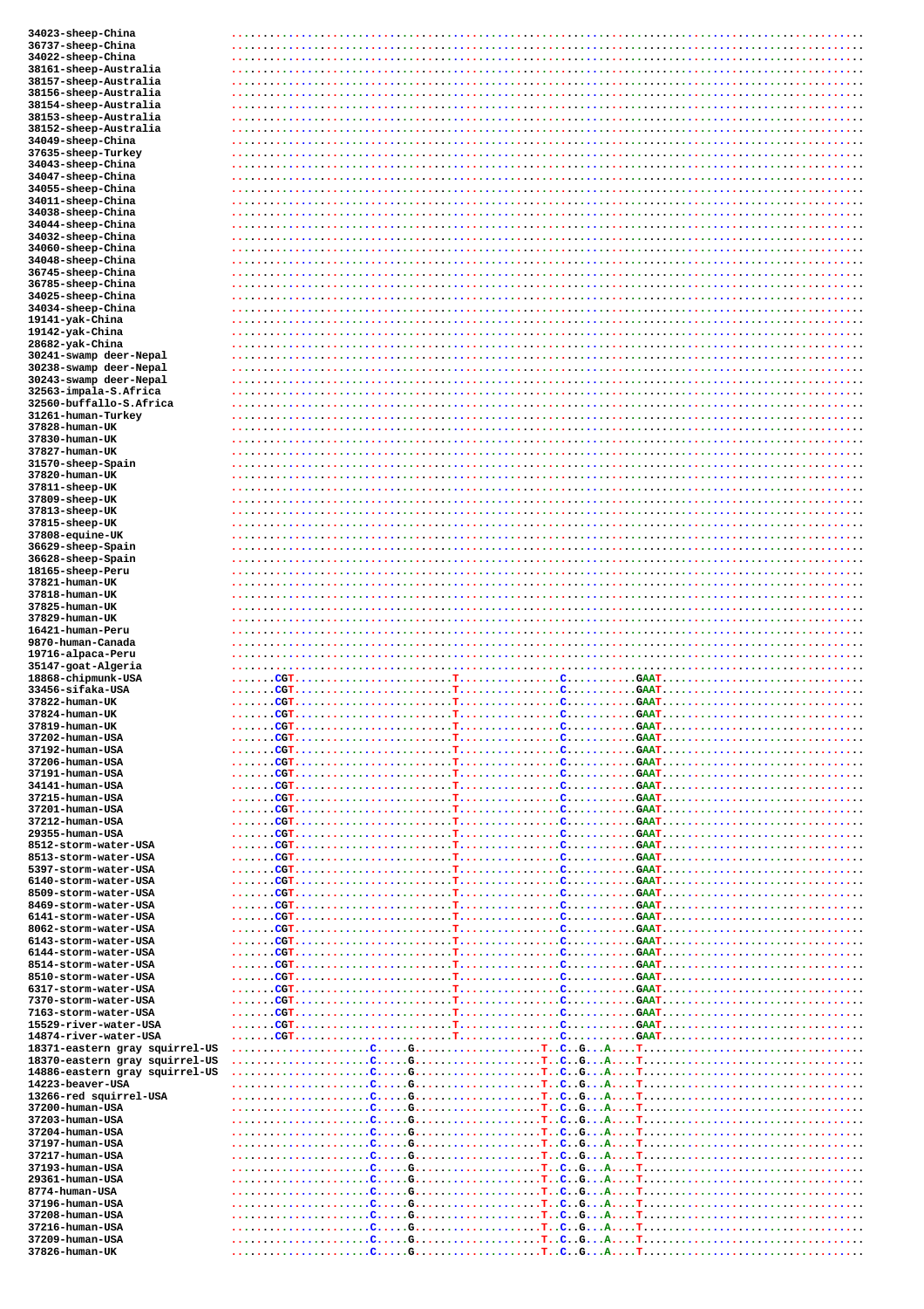```
34023-sheep-China             .........................................................................................................
36737-sheep-China             .........................................................................................................
34022-sheep-China             .........................................................................................................
38161-sheep-Australia         .........................................................................................................
38157-sheep-Australia         .........................................................................................................
38156-sheep-Australia         .........................................................................................................
38154-sheep-Australia         .........................................................................................................
38153-sheep-Australia         .........................................................................................................
38152-sheep-Australia         .........................................................................................................
34049-sheep-China             .........................................................................................................
37635-sheep-Turkey            .........................................................................................................
34043-sheep-China             .........................................................................................................
34047-sheep-China             .........................................................................................................
34055-sheep-China             .........................................................................................................
34011-sheep-China             .........................................................................................................
34038-sheep-China             .........................................................................................................
34044-sheep-China             .........................................................................................................
34032-sheep-China             .........................................................................................................
34060-sheep-China             .........................................................................................................
34048-sheep-China             .........................................................................................................
36745-sheep-China             .........................................................................................................
36785-sheep-China             .........................................................................................................
34025-sheep-China             .........................................................................................................
34034-sheep-China             .........................................................................................................
19141-yak-China               .........................................................................................................
19142-yak-China               .........................................................................................................
28682-yak-China               .........................................................................................................
30241-swamp deer-Nepal        .........................................................................................................
30238-swamp deer-Nepal        .........................................................................................................
30243-swamp deer-Nepal        .........................................................................................................
32563-impala-S.Africa         .........................................................................................................
32560-buffallo-S.Africa       .........................................................................................................
31261-human-Turkey            .........................................................................................................
37828-human-UK                .........................................................................................................
37830-human-UK                .........................................................................................................
37827-human-UK                .........................................................................................................
31570-sheep-Spain             .........................................................................................................
37820-human-UK                .........................................................................................................
37811-sheep-UK                .........................................................................................................
37809-sheep-UK                .........................................................................................................
37813-sheep-UK                .........................................................................................................
37815-sheep-UK                .........................................................................................................
37808-equine-UK               .........................................................................................................
36629-sheep-Spain             .........................................................................................................
36628-sheep-Spain             .........................................................................................................
18165-sheep-Peru              .........................................................................................................
37821-human-UK                .........................................................................................................
37818-human-UK                .........................................................................................................
37825-human-UK                .........................................................................................................
37829-human-UK                .........................................................................................................
16421-human-Peru              .........................................................................................................
9870-human-Canada             .........................................................................................................
19716-alpaca-Peru             .........................................................................................................
35147-goat-Algeria            .........................................................................................................
18868-chipmunk-USA            .......CGT..........................T.................C...........GAAT...................................
33456-sifaka-USA              .......CGT..........................T.................C...........GAAT...................................
37822-human-UK                .......CGT..........................T.................C...........GAAT...................................
37824-human-UK                .......CGT..........................T.................C...........GAAT...................................
37819-human-UK                .......CGT..........................T.................C...........GAAT...................................
37202-human-USA               .......CGT..........................T.................C...........GAAT...................................
37192-human-USA               .......CGT..........................T.................C...........GAAT...................................
37206-human-USA               .......CGT..........................T.................C...........GAAT...................................
37191-human-USA               .......CGT..........................T.................C...........GAAT...................................
34141-human-USA               .......CGT..........................T.................C...........GAAT...................................
37215-human-USA               .......CGT..........................T.................C...........GAAT...................................
37201-human-USA               .......CGT..........................T.................C...........GAAT...................................
37212-human-USA               .......CGT..........................T.................C...........GAAT...................................
29355-human-USA               .......CGT..........................T.................C...........GAAT...................................
8512-storm-water-USA          .......CGT..........................T.................C...........GAAT...................................
8513-storm-water-USA          .......CGT..........................T.................C...........GAAT...................................
5397-storm-water-USA          .......CGT..........................T.................C...........GAAT...................................
6140-storm-water-USA          .......CGT..........................T.................C...........GAAT...................................
8509-storm-water-USA          .......CGT..........................T.................C...........GAAT...................................
8469-storm-water-USA          .......CGT..........................T.................C...........GAAT...................................
6141-storm-water-USA          .......CGT..........................T.................C...........GAAT...................................
8062-storm-water-USA          .......CGT..........................T.................C...........GAAT...................................
6143-storm-water-USA          .......CGT..........................T.................C...........GAAT...................................
6144-storm-water-USA          .......CGT..........................T.................C...........GAAT...................................
8514-storm-water-USA          .......CGT..........................T.................C...........GAAT...................................
8510-storm-water-USA          .......CGT..........................T.................C...........GAAT...................................
6317-storm-water-USA          .......CGT..........................T.................C...........GAAT...................................
7370-storm-water-USA          .......CGT..........................T.................C...........GAAT...................................
7163-storm-water-USA          .......CGT..........................T.................C...........GAAT...................................
15529-river-water-USA         .......CGT..........................T.................C...........GAAT...................................
14874-river-water-USA         .......CGT..........................T.................C...........GAAT...................................
18371-eastern gray squirrel-US .......................C.....G.....................T..C..G...A....T......................................
18370-eastern gray squirrel-US .......................C.....G.....................T..C..G...A....T......................................
14886-eastern gray squirrel-US .......................C.....G.....................T..C..G...A....T......................................
14223-beaver-USA              .......................C.....G.....................T..C..G...A....T......................................
13266-red squirrel-USA        .......................C.....G.....................T..C..G...A....T......................................
37200-human-USA               .......................C.....G.....................T..C..G...A....T......................................
37203-human-USA               .......................C.....G.....................T..C..G...A....T......................................
37204-human-USA               .......................C.....G.....................T..C..G...A....T......................................
37197-human-USA               .......................C.....G.....................T..C..G...A....T......................................
37217-human-USA               .......................C.....G.....................T..C..G...A....T......................................
37193-human-USA               .......................C.....G.....................T..C..G...A....T......................................
29361-human-USA               .......................C.....G.....................T..C..G...A....T......................................
8774-human-USA                .......................C.....G.....................T..C..G...A....T......................................
37196-human-USA               .......................C.....G.....................T..C..G...A....T......................................
37208-human-USA               .......................C.....G.....................T..C..G...A....T......................................
37216-human-USA               .......................C.....G.....................T..C..G...A....T......................................
37209-human-USA               .......................C.....G.....................T..C..G...A....T......................................
37826-human-UK                .......................C.....G.....................T..C..G...A....T......................................
```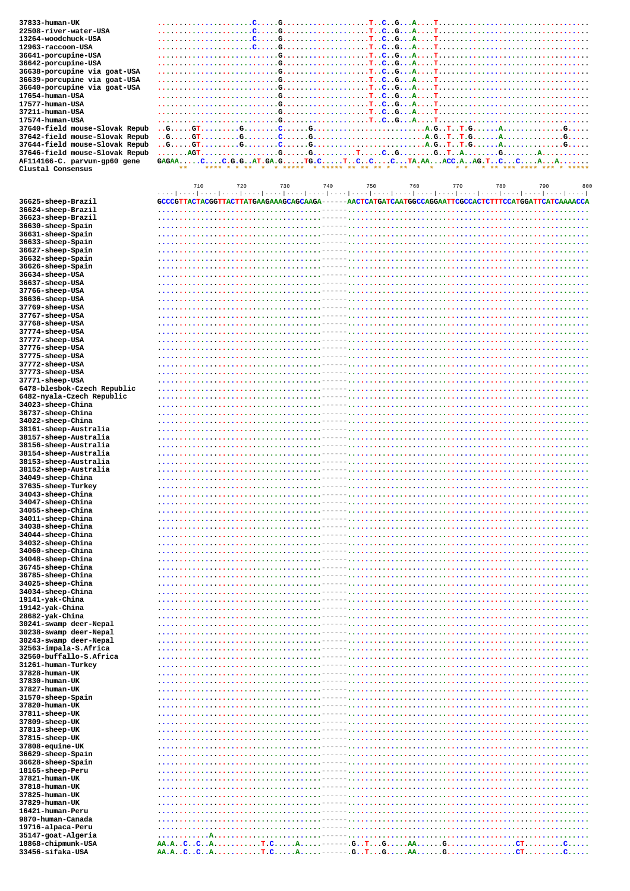```
37833-human-UK                    ....................C.....G..................T..C..G...A....T.................................
22508-river-water-USA             ....................C.....G..................T..C..G...A....T.................................
13264-woodchuck-USA               ....................C.....G..................T..C..G...A....T.................................
12963-raccoon-USA                 ....................C.....G..................T..C..G...A....T.................................
36641-porcupine-USA               ..........................G..................T..C..G...A....T.................................
36642-porcupine-USA               ..........................G..................T..C..G...A....T.................................
36638-porcupine via goat-USA      ..........................G..................T..C..G...A....T.................................
36639-porcupine via goat-USA      ..........................G..................T..C..G...A....T.................................
36640-porcupine via goat-USA      ..........................G..................T..C..G...A....T.................................
17654-human-USA                   ..........................G..................T..C..G...A....T.................................
17577-human-USA                   ..........................G..................T..C..G...A....T.................................
37211-human-USA                   ..........................G..................T..C..G...A....T.................................
17574-human-USA                   ..........................G..................T..C..G...A....T.................................
37640-field mouse-Slovak Repub    ..G.....GT.........G........C......G.........................A.G..T..T.G......A..............G.....
37642-field mouse-Slovak Repub    ..G.....GT.........G........C......G.........................A.G..T..T.G......A..............G.....
37644-field mouse-Slovak Repub    ..G.....GT.........G........C......G.........................A.G..T..T.G......A..............G.....
37646-field mouse-Slovak Repub    .......AGT.................G......G..........T.....C..G........G..T..A........G........A...........
AF114166-C. parvum-gp60 gene      GAGAA.....C....C.G.G..AT.GA.G.....TG.C.....T..C..C....C...TA.AA...ACC.A..AG.T..C...C....A...A.......
Clustal Consensus                   **    **** * * **  *  * *****  * ***** ** ** ** *  **  *  *       * *   * ** *** **** *** * *****

                                          710       720       730       740       750       760       770       780       790       800
                                  ....|....|....|....|....|....|....|....|....|....|....|....|....|....|....|....|....|....|....|....|
36625-sheep-Brazil                GCCCGTTACTACGGTTACTTATGAAGAAAGCAGCAAGA------AACTCATGATCAATGGCCAGGAATTCGCCACTCTTCCATGGATTCATCAAAACCA
36624-sheep-Brazil                ......................................------.......................................................
36623-sheep-Brazil                ......................................------.......................................................
36630-sheep-Spain                 ......................................------.......................................................
36631-sheep-Spain                 ......................................------.......................................................
36633-sheep-Spain                 ......................................------.......................................................
36627-sheep-Spain                 ......................................------.......................................................
36632-sheep-Spain                 ......................................------.......................................................
36626-sheep-Spain                 ......................................------.......................................................
36634-sheep-USA                   ......................................------.......................................................
36637-sheep-USA                   ......................................------.......................................................
37766-sheep-USA                   ......................................------.......................................................
36636-sheep-USA                   ......................................------.......................................................
37769-sheep-USA                   ......................................------.......................................................
37767-sheep-USA                   ......................................------.......................................................
37768-sheep-USA                   ......................................------.......................................................
37774-sheep-USA                   ......................................------.......................................................
37777-sheep-USA                   ......................................------.......................................................
37776-sheep-USA                   ......................................------.......................................................
37775-sheep-USA                   ......................................------.......................................................
37772-sheep-USA                   ......................................------.......................................................
37773-sheep-USA                   ......................................------.......................................................
37771-sheep-USA                   ......................................------.......................................................
6478-blesbok-Czech Republic       ......................................------.......................................................
6482-nyala-Czech Republic         ......................................------.......................................................
34023-sheep-China                 ......................................------.......................................................
36737-sheep-China                 ......................................------.......................................................
34022-sheep-China                 ......................................------.......................................................
38161-sheep-Australia             ......................................------.......................................................
38157-sheep-Australia             ......................................------.......................................................
38156-sheep-Australia             ......................................------.......................................................
38154-sheep-Australia             ......................................------.......................................................
38153-sheep-Australia             ......................................------.......................................................
38152-sheep-Australia             ......................................------.......................................................
34049-sheep-China                 ......................................------.......................................................
37635-sheep-Turkey                ......................................------.......................................................
34043-sheep-China                 ......................................------.......................................................
34047-sheep-China                 ......................................------.......................................................
34055-sheep-China                 ......................................------.......................................................
34011-sheep-China                 ......................................------.......................................................
34038-sheep-China                 ......................................------.......................................................
34044-sheep-China                 ......................................------.......................................................
34032-sheep-China                 ......................................------.......................................................
34060-sheep-China                 ......................................------.......................................................
34048-sheep-China                 ......................................------.......................................................
36745-sheep-China                 ......................................------.......................................................
36785-sheep-China                 ......................................------.......................................................
34025-sheep-China                 ......................................------.......................................................
34034-sheep-China                 ......................................------.......................................................
19141-yak-China                   ......................................------.......................................................
19142-yak-China                   ......................................------.......................................................
28682-yak-China                   ......................................------.......................................................
30241-swamp deer-Nepal            ......................................------.......................................................
30238-swamp deer-Nepal            ......................................------.......................................................
30243-swamp deer-Nepal            ......................................------.......................................................
32563-impala-S.Africa             ......................................------.......................................................
32560-buffallo-S.Africa           ......................................------.......................................................
31261-human-Turkey                ......................................------.......................................................
37828-human-UK                    ......................................------.......................................................
37830-human-UK                    ......................................------.......................................................
37827-human-UK                    ......................................------.......................................................
31570-sheep-Spain                 ......................................------.......................................................
37820-human-UK                    ......................................------.......................................................
37811-sheep-UK                    ......................................------.......................................................
37809-sheep-UK                    ......................................------.......................................................
37813-sheep-UK                    ......................................------.......................................................
37815-sheep-UK                    ......................................------.......................................................
37808-equine-UK                   ......................................------.......................................................
36629-sheep-Spain                 ......................................------.......................................................
36628-sheep-Spain                 ......................................------.......................................................
18165-sheep-Peru                  ......................................------.......................................................
37821-human-UK                    ......................................------.......................................................
37818-human-UK                    ......................................------.......................................................
37825-human-UK                    ......................................------.......................................................
37829-human-UK                    ......................................------.......................................................
16421-human-Peru                  ......................................------.......................................................
9870-human-Canada                 ......................................------.......................................................
19716-alpaca-Peru                 ......................................------.......................................................
35147-goat-Algeria                ..........A...........................------.......................................................
18868-chipmunk-USA                AA.A..C..C..A...........T.C.....A.....------.G..T...G.....AA......G................CT.........C....
33456-sifaka-USA                  AA.A..C..C..A...........T.C.....A.....------.G..T...G.....AA......G................CT.........C....
```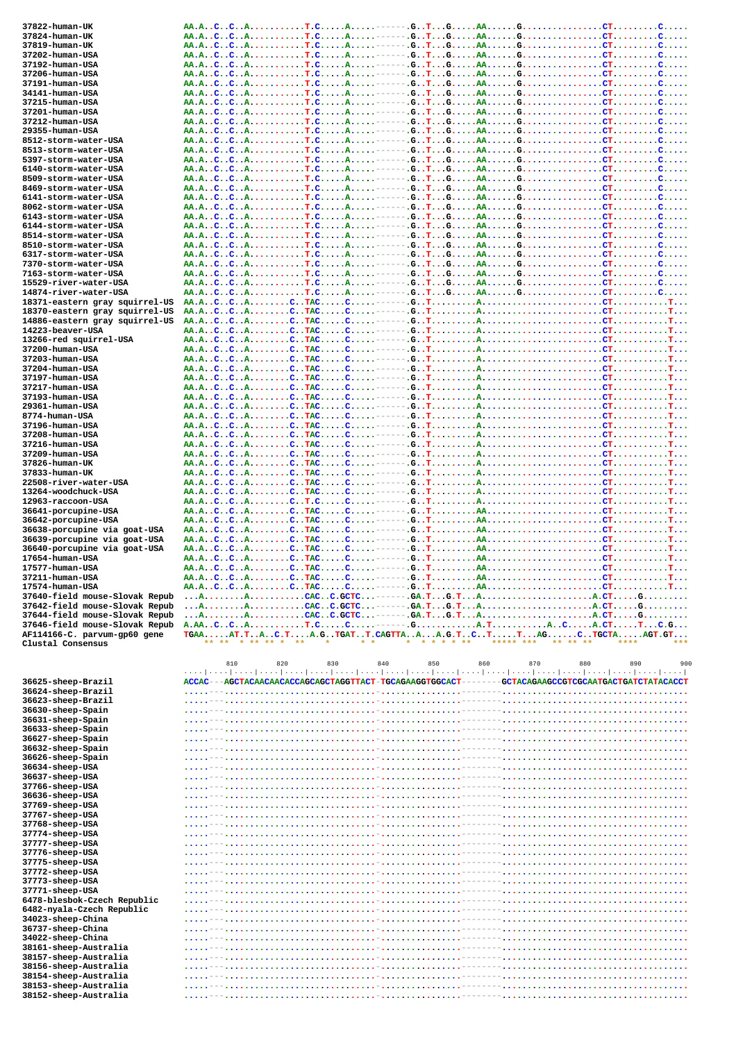```
37822-human-UK                    AA.A..C..C..A...........T.C.....A.....------.G..T...G.....AA......G................CT.........C.....
37824-human-UK                    AA.A..C..C..A...........T.C.....A.....------.G..T...G.....AA......G................CT.........C.....
37819-human-UK                    AA.A..C..C..A...........T.C.....A.....------.G..T...G.....AA......G................CT.........C.....
37202-human-USA                   AA.A..C..C..A...........T.C.....A.....------.G..T...G.....AA......G................CT.........C.....
37192-human-USA                   AA.A..C..C..A...........T.C.....A.....------.G..T...G.....AA......G................CT.........C.....
37206-human-USA                   AA.A..C..C..A...........T.C.....A.....------.G..T...G.....AA......G................CT.........C.....
37191-human-USA                   AA.A..C..C..A...........T.C.....A.....------.G..T...G.....AA......G................CT.........C.....
34141-human-USA                   AA.A..C..C..A...........T.C.....A.....------.G..T...G.....AA......G................CT.........C.....
37215-human-USA                   AA.A..C..C..A...........T.C.....A.....------.G..T...G.....AA......G................CT.........C.....
37201-human-USA                   AA.A..C..C..A...........T.C.....A.....------.G..T...G.....AA......G................CT.........C.....
37212-human-USA                   AA.A..C..C..A...........T.C.....A.....------.G..T...G.....AA......G................CT.........C.....
29355-human-USA                   AA.A..C..C..A...........T.C.....A.....------.G..T...G.....AA......G................CT.........C.....
8512-storm-water-USA              AA.A..C..C..A...........T.C.....A.....------.G..T...G.....AA......G................CT.........C.....
8513-storm-water-USA              AA.A..C..C..A...........T.C.....A.....------.G..T...G.....AA......G................CT.........C.....
5397-storm-water-USA              AA.A..C..C..A...........T.C.....A.....------.G..T...G.....AA......G................CT.........C.....
6140-storm-water-USA              AA.A..C..C..A...........T.C.....A.....------.G..T...G.....AA......G................CT.........C.....
8509-storm-water-USA              AA.A..C..C..A...........T.C.....A.....------.G..T...G.....AA......G................CT.........C.....
8469-storm-water-USA              AA.A..C..C..A...........T.C.....A.....------.G..T...G.....AA......G................CT.........C.....
6141-storm-water-USA              AA.A..C..C..A...........T.C.....A.....------.G..T...G.....AA......G................CT.........C.....
8062-storm-water-USA              AA.A..C..C..A...........T.C.....A.....------.G..T...G.....AA......G................CT.........C.....
6143-storm-water-USA              AA.A..C..C..A...........T.C.....A.....------.G..T...G.....AA......G................CT.........C.....
6144-storm-water-USA              AA.A..C..C..A...........T.C.....A.....------.G..T...G.....AA......G................CT.........C.....
8514-storm-water-USA              AA.A..C..C..A...........T.C.....A.....------.G..T...G.....AA......G................CT.........C.....
8510-storm-water-USA              AA.A..C..C..A...........T.C.....A.....------.G..T...G.....AA......G................CT.........C.....
6317-storm-water-USA              AA.A..C..C..A...........T.C.....A.....------.G..T...G.....AA......G................CT.........C.....
7370-storm-water-USA              AA.A..C..C..A...........T.C.....A.....------.G..T...G.....AA......G................CT.........C.....
7163-storm-water-USA              AA.A..C..C..A...........T.C.....A.....------.G..T...G.....AA......G................CT.........C.....
15529-river-water-USA             AA.A..C..C..A...........T.C.....A.....------.G..T...G.....AA......G................CT.........C.....
14874-river-water-USA             AA.A..C..C..A...........T.C.....A.....------.G..T...G.....AA......G................CT..........C....
18371-eastern gray squirrel-US    AA.A..C..C..A........C..TAC.....C.....------.G..T.........A.......................CT..........T...
18370-eastern gray squirrel-US    AA.A..C..C..A........C..TAC.....C.....------.G..T.........A.......................CT..........T...
14886-eastern gray squirrel-US    AA.A..C..C..A........C..TAC.....C.....------.G..T.........A.......................CT..........T...
14223-beaver-USA                  AA.A..C..C..A........C..TAC.....C.....------.G..T.........A.......................CT..........T...
13266-red squirrel-USA            AA.A..C..C..A........C..TAC.....C.....------.G..T.........A.......................CT..........T...
37200-human-USA                   AA.A..C..C..A........C..TAC.....C.....------.G..T.........A.......................CT..........T...
37203-human-USA                   AA.A..C..C..A........C..TAC.....C.....------.G..T.........A.......................CT..........T...
37204-human-USA                   AA.A..C..C..A........C..TAC.....C.....------.G..T.........A.......................CT..........T...
37197-human-USA                   AA.A..C..C..A........C..TAC.....C.....------.G..T.........A.......................CT..........T...
37217-human-USA                   AA.A..C..C..A........C..TAC.....C.....------.G..T.........A.......................CT..........T...
37193-human-USA                   AA.A..C..C..A........C..TAC.....C.....------.G..T.........A.......................CT..........T...
29361-human-USA                   AA.A..C..C..A........C..TAC.....C.....------.G..T.........A.......................CT..........T...
8774-human-USA                    AA.A..C..C..A........C..TAC.....C.....------.G..T.........A.......................CT..........T...
37196-human-USA                   AA.A..C..C..A........C..TAC.....C.....------.G..T.........A.......................CT..........T...
37208-human-USA                   AA.A..C..C..A........C..TAC.....C.....------.G..T.........A.......................CT..........T...
37216-human-USA                   AA.A..C..C..A........C..TAC.....C.....------.G..T.........A.......................CT..........T...
37209-human-USA                   AA.A..C..C..A........C..TAC.....C.....------.G..T.........A.......................CT..........T...
37826-human-UK                    AA.A..C..C..A........C..TAC.....C.....------.G..T.........A.......................CT..........T...
37833-human-UK                    AA.A..C..C..A........C..TAC.....C.....------.G..T.........A.......................CT..........T...
22508-river-water-USA             AA.A..C..C..A........C..TAC.....C.....------.G..T.........A.......................CT..........T...
13264-woodchuck-USA               AA.A..C..C..A........C..TAC.....C.....------.G..T.........A.......................CT..........T...
12963-raccoon-USA                 AA.A..C..C..A........C..T.C.....C.....------.G..T.........A.......................CT..........T...
36641-porcupine-USA               AA.A..C..C..A........C..TAC.....C.....------.G..T.........AA......................CT..........T...
36642-porcupine-USA               AA.A..C..C..A........C..TAC.....C.....------.G..T.........AA......................CT..........T...
36638-porcupine via goat-USA      AA.A..C..C..A........C..TAC.....C.....------.G..T.........AA......................CT..........T...
36639-porcupine via goat-USA      AA.A..C..C..A........C..TAC.....C.....------.G..T.........AA......................CT..........T...
36640-porcupine via goat-USA      AA.A..C..C..A........C..TAC.....C.....------.G..T.........AA......................CT..........T...
17654-human-USA                   AA.A..C..C..A........C..TAC.....C.....------.G..T.........AA......................CT..........T...
17577-human-USA                   AA.A..C..C..A........C..TAC.....C.....------.G..T.........AA......................CT..........T...
37211-human-USA                   AA.A..C..C..A........C..TAC.....C.....------.G..T.........AA......................CT..........T...
17574-human-USA                   AA.A..C..C..A........C..TAC.....C.....------.G..T.........AA......................CT..........T...
37640-field mouse-Slovak Repub    ...A........A...........CAC..C.GCTC...------.GA.T...G.T...A......................A.CT.....G.........
37642-field mouse-Slovak Repub    ...A........A...........CAC..C.GCTC...------.GA.T...G.T...A......................A.CT.....G.........
37644-field mouse-Slovak Repub    ...A........A...........CAC..C.GCTC...------.GA.T...G.T...A......................A.CT.....G.........
37646-field mouse-Slovak Repub    A.AA..C..C..A...........T.C.....C.....------.G............A.T...........A..C.....A.CT.....T...C.G...
AF114166-C. parvum-gp60 gene      TGAA.....AT.T..A..C.T....A.G..TGAT..T.CAGTTA..A...A.G.T..C..T.....T...AG......C..TGCTA.....AGT.GT...
Clustal Consensus                   ** **  * ** ** *  **     *        * *      *  * * * * **     ***** ***   ** ** **       ****      ***

                                           810       820       830       840       850       860       870       880       890       900
                                  ....|....|....|....|....|....|....|....|....|....|....|....|....|....|....|....|....|....|....|....|
36625-sheep-Brazil                ACCAC---AGCTACAACAACACCAGCAGCTAGGTTACT-TGCAGAAGGTGGCACT-------GCTACAGAAGCCGTCGCAATGACTGATCTATACACCT
36624-sheep-Brazil                .....---..............................-.................-------......................................
36623-sheep-Brazil                .....---..............................-.................-------......................................
36630-sheep-Spain                 .....---..............................-.................-------......................................
36631-sheep-Spain                 .....---..............................-.................-------......................................
36633-sheep-Spain                 .....---..............................-.................-------......................................
36627-sheep-Spain                 .....---..............................-.................-------......................................
36632-sheep-Spain                 .....---..............................-.................-------......................................
36626-sheep-Spain                 .....---..............................-.................-------......................................
36634-sheep-USA                   .....---..............................-.................-------......................................
36637-sheep-USA                   .....---..............................-.................-------......................................
37766-sheep-USA                   .....---..............................-.................-------......................................
36636-sheep-USA                   .....---..............................-.................-------......................................
37769-sheep-USA                   .....---..............................-.................-------......................................
37767-sheep-USA                   .....---..............................-.................-------......................................
37768-sheep-USA                   .....---..............................-.................-------......................................
37774-sheep-USA                   .....---..............................-.................-------......................................
37777-sheep-USA                   .....---..............................-.................-------......................................
37776-sheep-USA                   .....---..............................-.................-------......................................
37775-sheep-USA                   .....---..............................-.................-------......................................
37772-sheep-USA                   .....---..............................-.................-------......................................
37773-sheep-USA                   .....---..............................-.................-------......................................
37771-sheep-USA                   .....---..............................-.................-------......................................
6478-blesbok-Czech Republic       .....---..............................-.................-------......................................
6482-nyala-Czech Republic         .....---..............................-.................-------......................................
34023-sheep-China                 .....---..............................-.................-------......................................
36737-sheep-China                 .....---..............................-.................-------......................................
34022-sheep-China                 .....---..............................-.................-------......................................
38161-sheep-Australia             .....---..............................-.................-------......................................
38157-sheep-Australia             .....---..............................-.................-------......................................
38156-sheep-Australia             .....---..............................-.................-------......................................
38154-sheep-Australia             .....---..............................-.................-------......................................
38153-sheep-Australia             .....---..............................-.................-------......................................
38152-sheep-Australia             .....---..............................-.................-------......................................
```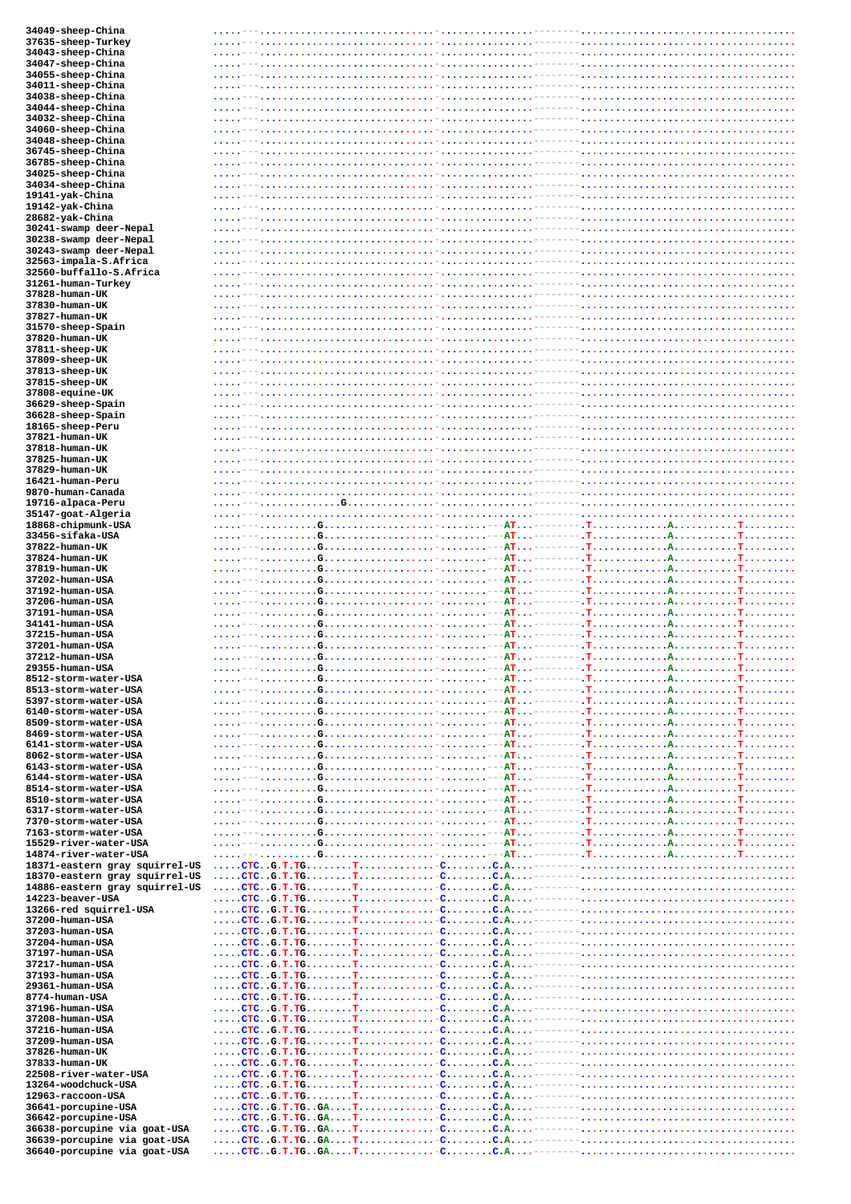```
34049-sheep-China                .....---..............................-.................-------..................................
37635-sheep-Turkey               .....---..............................-.................-------..................................
34043-sheep-China                .....---..............................-.................-------..................................
34047-sheep-China                .....---..............................-.................-------..................................
34055-sheep-China                .....---..............................-.................-------..................................
34011-sheep-China                .....---..............................-.................-------..................................
34038-sheep-China                .....---..............................-.................-------..................................
34044-sheep-China                .....---..............................-.................-------..................................
34032-sheep-China                .....---..............................-.................-------..................................
34060-sheep-China                .....---..............................-.................-------..................................
34048-sheep-China                .....---..............................-.................-------..................................
36745-sheep-China                .....---..............................-.................-------..................................
36785-sheep-China                .....---..............................-.................-------..................................
34025-sheep-China                .....---..............................-.................-------..................................
34034-sheep-China                .....---..............................-.................-------..................................
19141-yak-China                  .....---..............................-.................-------..................................
19142-yak-China                  .....---..............................-.................-------..................................
28682-yak-China                  .....---..............................-.................-------..................................
30241-swamp deer-Nepal           .....---..............................-.................-------..................................
30238-swamp deer-Nepal           .....---..............................-.................-------..................................
30243-swamp deer-Nepal           .....---..............................-.................-------..................................
32563-impala-S.Africa            .....---..............................-.................-------..................................
32560-buffalo-S.Africa           .....---..............................-.................-------..................................
31261-human-Turkey               .....---..............................-.................-------..................................
37828-human-UK                   .....---..............................-.................-------..................................
37830-human-UK                   .....---..............................-.................-------..................................
37827-human-UK                   .....---..............................-.................-------..................................
31570-sheep-Spain                .....---..............................-.................-------..................................
37820-human-UK                   .....---..............................-.................-------..................................
37811-sheep-UK                   .....---..............................-.................-------..................................
37809-sheep-UK                   .....---..............................-.................-------..................................
37813-sheep-UK                   .....---..............................-.................-------..................................
37815-sheep-UK                   .....---..............................-.................-------..................................
37808-equine-UK                  .....---..............................-.................-------..................................
36629-sheep-Spain                .....---..............................-.................-------..................................
36628-sheep-Spain                .....---..............................-.................-------..................................
18165-sheep-Peru                 .....---..............................-.................-------..................................
37821-human-UK                   .....---..............................-.................-------..................................
37818-human-UK                   .....---..............................-.................-------..................................
37825-human-UK                   .....---..............................-.................-------..................................
37829-human-UK                   .....---..............................-.................-------..................................
16421-human-Peru                 .....---..............................-.................-------..................................
9870-human-Canada                .....---..............................-.................-------..................................
19716-alpaca-Peru                .....---..............G...............-.................-------..................................
35147-goat-Algeria               .....---..............................-.................-------..................................
18868-chipmunk-USA               .....---..........G...................-.........---AT...-------.T............A..........T.........
33456-sifaka-USA                 .....---..........G...................-.........---AT...-------.T............A..........T.........
37822-human-UK                   .....---..........G...................-.........---AT...-------.T............A..........T.........
37824-human-UK                   .....---..........G...................-.........---AT...-------.T............A..........T.........
37819-human-UK                   .....---..........G...................-.........---AT...-------.T............A..........T.........
37202-human-USA                  .....---..........G...................-.........---AT...-------.T............A..........T.........
37192-human-USA                  .....---..........G...................-.........---AT...-------.T............A..........T.........
37206-human-USA                  .....---..........G...................-.........---AT...-------.T............A..........T.........
37191-human-USA                  .....---..........G...................-.........---AT...-------.T............A..........T.........
34141-human-USA                  .....---..........G...................-.........---AT...-------.T............A..........T.........
37215-human-USA                  .....---..........G...................-.........---AT...-------.T............A..........T.........
37201-human-USA                  .....---..........G...................-.........---AT...-------.T............A..........T.........
37212-human-USA                  .....---..........G...................-.........---AT...-------.T............A..........T.........
29355-human-USA                  .....---..........G...................-.........---AT...-------.T............A..........T.........
8512-storm-water-USA             .....---..........G...................-.........---AT...-------.T............A..........T.........
8513-storm-water-USA             .....---..........G...................-.........---AT...-------.T............A..........T.........
5397-storm-water-USA             .....---..........G...................-.........---AT...-------.T............A..........T.........
6140-storm-water-USA             .....---..........G...................-.........---AT...-------.T............A..........T.........
8509-storm-water-USA             .....---..........G...................-.........---AT...-------.T............A..........T.........
8469-storm-water-USA             .....---..........G...................-.........---AT...-------.T............A..........T.........
6141-storm-water-USA             .....---..........G...................-.........---AT...-------.T............A..........T.........
8062-storm-water-USA             .....---..........G...................-.........---AT...-------.T............A..........T.........
6143-storm-water-USA             .....---..........G...................-.........---AT...-------.T............A..........T.........
6144-storm-water-USA             .....---..........G...................-.........---AT...-------.T............A..........T.........
8514-storm-water-USA             .....---..........G...................-.........---AT...-------.T............A..........T.........
8510-storm-water-USA             .....---..........G...................-.........---AT...-------.T............A..........T.........
6317-storm-water-USA             .....---..........G...................-.........---AT...-------.T............A..........T.........
7370-storm-water-USA             .....---..........G...................-.........---AT...-------.T............A..........T.........
7163-storm-water-USA             .....---..........G...................-.........---AT...-------.T............A..........T.........
15529-river-water-USA            .....---..........G...................-.........---AT...-------.T............A..........T.........
14874-river-water-USA            .....---..........G...................-.........---AT...-------.T............A..........T.........
18371-eastern gray squirrel-US   .....CTC..G.T.TG........T.............-C........C.A....-------..................................
18370-eastern gray squirrel-US   .....CTC..G.T.TG........T.............-C........C.A....-------..................................
14886-eastern gray squirrel-US   .....CTC..G.T.TG........T.............-C........C.A....-------..................................
14223-beaver-USA                 .....CTC..G.T.TG........T.............-C........C.A....-------..................................
13266-red squirrel-USA           .....CTC..G.T.TG........T.............-C........C.A....-------..................................
37200-human-USA                  .....CTC..G.T.TG........T.............-C........C.A....-------..................................
37203-human-USA                  .....CTC..G.T.TG........T.............-C........C.A....-------..................................
37204-human-USA                  .....CTC..G.T.TG........T.............-C........C.A....-------..................................
37197-human-USA                  .....CTC..G.T.TG........T.............-C........C.A....-------..................................
37217-human-USA                  .....CTC..G.T.TG........T.............-C........C.A....-------..................................
37193-human-USA                  .....CTC..G.T.TG........T.............-C........C.A....-------..................................
29361-human-USA                  .....CTC..G.T.TG........T.............-C........C.A....-------..................................
8774-human-USA                   .....CTC..G.T.TG........T.............-C........C.A....-------..................................
37196-human-USA                  .....CTC..G.T.TG........T.............-C........C.A....-------..................................
37208-human-USA                  .....CTC..G.T.TG........T.............-C........C.A....-------..................................
37216-human-USA                  .....CTC..G.T.TG........T.............-C........C.A....-------..................................
37209-human-USA                  .....CTC..G.T.TG........T.............-C........C.A....-------..................................
37826-human-UK                   .....CTC..G.T.TG........T.............-C........C.A....-------..................................
37833-human-UK                   .....CTC..G.T.TG........T.............-C........C.A....-------..................................
22508-river-water-USA            .....CTC..G.T.TG........T.............-C........C.A....-------..................................
13264-woodchuck-USA              .....CTC..G.T.TG........T.............-C........C.A....-------..................................
12963-raccoon-USA                .....CTC..G.T.TG........T.............-C........C.A....-------..................................
36641-porcupine-USA              .....CTC..G.T.TG..GA....T.............-C........C.A....-------..................................
36642-porcupine-USA              .....CTC..G.T.TG..GA....T.............-C........C.A....-------..................................
36638-porcupine via goat-USA     .....CTC..G.T.TG..GA....T.............-C........C.A....-------..................................
36639-porcupine via goat-USA     .....CTC..G.T.TG..GA....T.............-C........C.A....-------..................................
36640-porcupine via goat-USA     .....CTC..G.T.TG..GA....T.............-C........C.A....-------..................................
```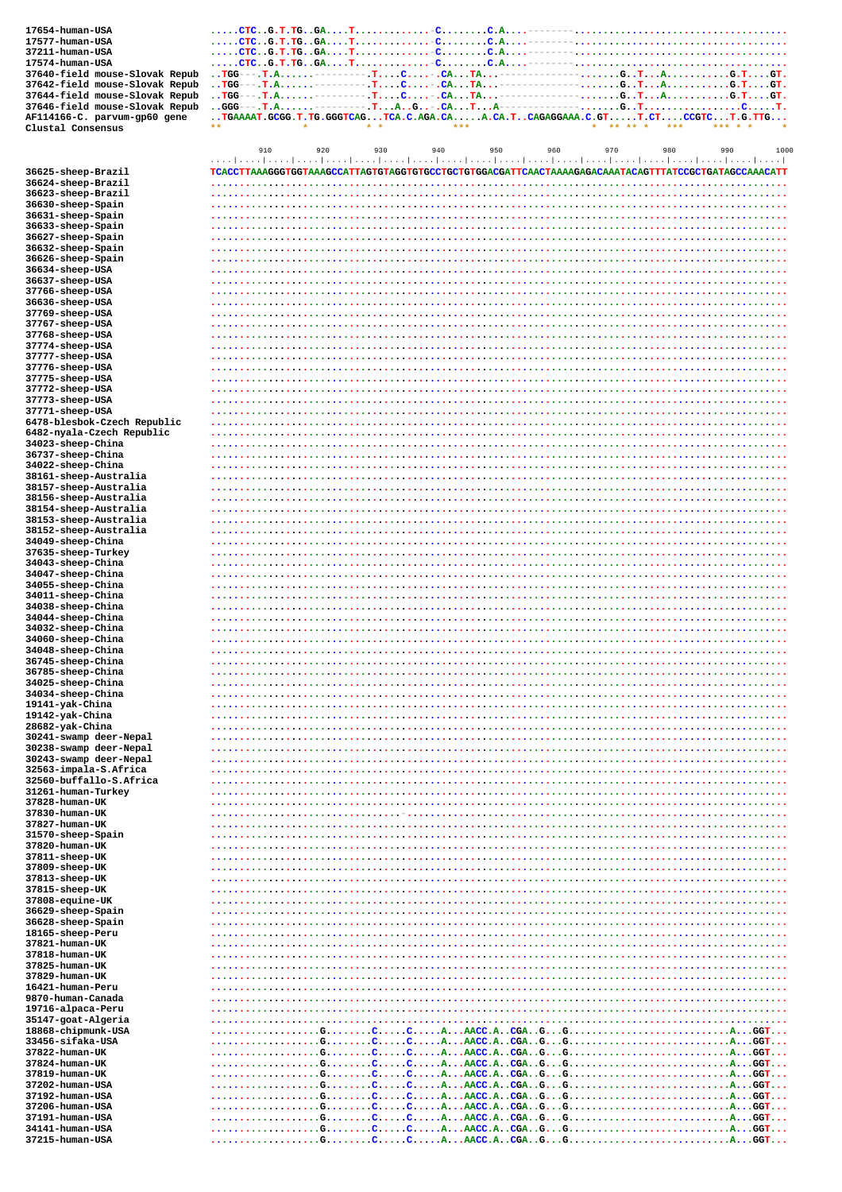```
17654-human-USA                   .....CTC..G.T.TG..GA....T.............-C........C.A....--------.................................
17577-human-USA                   .....CTC..G.T.TG..GA....T.............-C........C.A....--------.................................
37211-human-USA                   .....CTC..G.T.TG..GA....T.............-C........C.A....--------.................................
17574-human-USA                   .....CTC..G.T.TG..GA....T.............-C........C.A....--------.................................
37640-field mouse-Slovak Repub    ..TGG---T.A......---------.T....C....-.CA...TA...-----------------......G..T...A..........G.T....GT.
37642-field mouse-Slovak Repub    ..TGG---T.A......---------.T....C....-.CA...TA...-----------------......G..T...A..........G.T....GT.
37644-field mouse-Slovak Repub    ..TGG---T.A......---------.T....C....-.CA...TA...-----------------......G..T...A..........G.T....GT.
37646-field mouse-Slovak Repub    ..GGG---T.A......---------.T...A..G..-.CA...T...A-----------------......G..T.................C.....T.
AF114166-C. parvum-gp60 gene      ..TGAAAAT.GCGG.T.TG.GGGTCAG...TCA.C.AGA.CA.....A.CA.T..CAGAGGAAA.C.GT.....T.CT....CCGTC...T.G.TTG...
Clustal Consensus                 **           *          * *          ***                    *  ** ** *    ***       *** * *      *

                                         910       920       930       940       950       960       970       980       990      1000
                                  ....|....|....|....|....|....|....|....|....|....|....|....|....|....|....|....|....|....|....|....|
36625-sheep-Brazil                TCACCTTAAAGGGTGGTAAAGCCATTAGTGTAGGTGTGCCTGCTGTGGACGATTCAACTAAAAGAGACAAATACAGTTTATCCGCTGATAGCCAAACATT
36624-sheep-Brazil                ....................................................................................................
36623-sheep-Brazil                ....................................................................................................
36630-sheep-Spain                 ....................................................................................................
36631-sheep-Spain                 ....................................................................................................
36633-sheep-Spain                 ....................................................................................................
36627-sheep-Spain                 ....................................................................................................
36632-sheep-Spain                 ....................................................................................................
36626-sheep-Spain                 ....................................................................................................
36634-sheep-USA                   ....................................................................................................
36637-sheep-USA                   ....................................................................................................
37766-sheep-USA                   ....................................................................................................
36636-sheep-USA                   ....................................................................................................
37769-sheep-USA                   ....................................................................................................
37767-sheep-USA                   ....................................................................................................
37768-sheep-USA                   ....................................................................................................
37774-sheep-USA                   ....................................................................................................
37777-sheep-USA                   ....................................................................................................
37776-sheep-USA                   ....................................................................................................
37775-sheep-USA                   ....................................................................................................
37772-sheep-USA                   ....................................................................................................
37773-sheep-USA                   ....................................................................................................
37771-sheep-USA                   ....................................................................................................
6478-blesbok-Czech Republic       ....................................................................................................
6482-nyala-Czech Republic         ....................................................................................................
34023-sheep-China                 ....................................................................................................
36737-sheep-China                 ....................................................................................................
34022-sheep-China                 ....................................................................................................
38161-sheep-Australia             ....................................................................................................
38157-sheep-Australia             ....................................................................................................
38156-sheep-Australia             ....................................................................................................
38154-sheep-Australia             ....................................................................................................
38153-sheep-Australia             ....................................................................................................
38152-sheep-Australia             ....................................................................................................
34049-sheep-China                 ....................................................................................................
37635-sheep-Turkey                ....................................................................................................
34043-sheep-China                 ....................................................................................................
34047-sheep-China                 ....................................................................................................
34055-sheep-China                 ....................................................................................................
34011-sheep-China                 ....................................................................................................
34038-sheep-China                 ....................................................................................................
34044-sheep-China                 ....................................................................................................
34032-sheep-China                 ....................................................................................................
34060-sheep-China                 ....................................................................................................
34048-sheep-China                 ....................................................................................................
36745-sheep-China                 ....................................................................................................
36785-sheep-China                 ....................................................................................................
34025-sheep-China                 ....................................................................................................
34034-sheep-China                 ....................................................................................................
19141-yak-China                   ....................................................................................................
19142-yak-China                   ....................................................................................................
28682-yak-China                   ....................................................................................................
30241-swamp deer-Nepal            ....................................................................................................
30238-swamp deer-Nepal            ....................................................................................................
30243-swamp deer-Nepal            ....................................................................................................
32563-impala-S.Africa             ....................................................................................................
32560-buffallo-S.Africa           ....................................................................................................
31261-human-Turkey                ....................................................................................................
37828-human-UK                    ....................................................................................................
37830-human-UK                    ....................................................................................................
37827-human-UK                    ....................................................................................................
31570-sheep-Spain                 ....................................................................................................
37820-human-UK                    ....................................................................................................
37811-sheep-UK                    ....................................................................................................
37809-sheep-UK                    ....................................................................................................
37813-sheep-UK                    ....................................................................................................
37815-sheep-UK                    ....................................................................................................
37808-equine-UK                   ....................................................................................................
36629-sheep-Spain                 ....................................................................................................
36628-sheep-Spain                 ....................................................................................................
18165-sheep-Peru                  ....................................................................................................
37821-human-UK                    ....................................................................................................
37818-human-UK                    ....................................................................................................
37825-human-UK                    ....................................................................................................
37829-human-UK                    ....................................................................................................
16421-human-Peru                  ....................................................................................................
9870-human-Canada                 ....................................................................................................
19716-alpaca-Peru                 ....................................................................................................
35147-goat-Algeria                ....................................................................................................
18868-chipmunk-USA                ..................G........C.....C.....A...AACC.A..CGA..G...G..........................A...GGT...
33456-sifaka-USA                  ..................G........C.....C.....A...AACC.A..CGA..G...G..........................A...GGT...
37822-human-UK                    ..................G........C.....C.....A...AACC.A..CGA..G...G..........................A...GGT...
37824-human-UK                    ..................G........C.....C.....A...AACC.A..CGA..G...G..........................A...GGT...
37819-human-UK                    ..................G........C.....C.....A...AACC.A..CGA..G...G..........................A...GGT...
37202-human-USA                   ..................G........C.....C.....A...AACC.A..CGA..G...G..........................A...GGT...
37192-human-USA                   ..................G........C.....C.....A...AACC.A..CGA..G...G..........................A...GGT...
37206-human-USA                   ..................G........C.....C.....A...AACC.A..CGA..G...G..........................A...GGT...
37191-human-USA                   ..................G........C.....C.....A...AACC.A..CGA..G...G..........................A...GGT...
34141-human-USA                   ..................G........C.....C.....A...AACC.A..CGA..G...G..........................A...GGT...
37215-human-USA                   ..................G........C.....C.....A...AACC.A..CGA..G...G..........................A...GGT...
```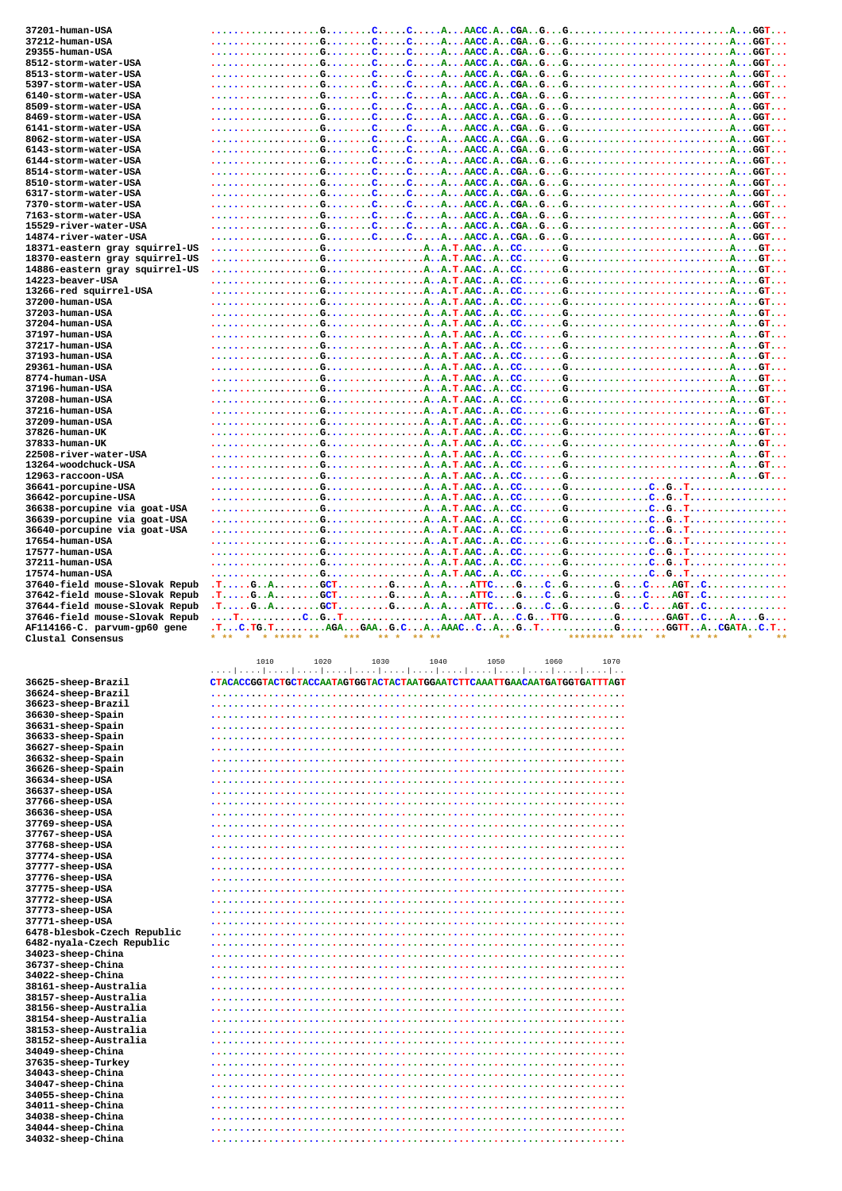```
37201-human-USA                    ..................G........C.....C.....A...AACC.A..CGA..G...G...........................A...GGT...
37212-human-USA                    ..................G........C.....C.....A...AACC.A..CGA..G...G...........................A...GGT...
29355-human-USA                    ..................G........C.....C.....A...AACC.A..CGA..G...G...........................A...GGT...
8512-storm-water-USA               ..................G........C.....C.....A...AACC.A..CGA..G...G...........................A...GGT...
8513-storm-water-USA               ..................G........C.....C.....A...AACC.A..CGA..G...G...........................A...GGT...
5397-storm-water-USA               ..................G........C.....C.....A...AACC.A..CGA..G...G...........................A...GGT...
6140-storm-water-USA               ..................G........C.....C.....A...AACC.A..CGA..G...G...........................A...GGT...
8509-storm-water-USA               ..................G........C.....C.....A...AACC.A..CGA..G...G...........................A...GGT...
8469-storm-water-USA               ..................G........C.....C.....A...AACC.A..CGA..G...G...........................A...GGT...
6141-storm-water-USA               ..................G........C.....C.....A...AACC.A..CGA..G...G...........................A...GGT...
8062-storm-water-USA               ..................G........C.....C.....A...AACC.A..CGA..G...G...........................A...GGT...
6143-storm-water-USA               ..................G........C.....C.....A...AACC.A..CGA..G...G...........................A...GGT...
6144-storm-water-USA               ..................G........C.....C.....A...AACC.A..CGA..G...G...........................A...GGT...
8514-storm-water-USA               ..................G........C.....C.....A...AACC.A..CGA..G...G...........................A...GGT...
8510-storm-water-USA               ..................G........C.....C.....A...AACC.A..CGA..G...G...........................A...GGT...
6317-storm-water-USA               ..................G........C.....C.....A...AACC.A..CGA..G...G...........................A...GGT...
7370-storm-water-USA               ..................G........C.....C.....A...AACC.A..CGA..G...G...........................A...GGT...
7163-storm-water-USA               ..................G........C.....C.....A...AACC.A..CGA..G...G...........................A...GGT...
15529-river-water-USA              ..................G........C.....C.....A...AACC.A..CGA..G...G...........................A...GGT...
14874-river-water-USA              ..................G........C.....C.....A...AACC.A..CGA..G...G...........................A...GGT...
18371-eastern gray squirrel-US     ..................G.................A..A.T.AAC..A..CC.......G...........................A....GT...
18370-eastern gray squirrel-US     ..................G.................A..A.T.AAC..A..CC.......G...........................A....GT...
14886-eastern gray squirrel-US     ..................G.................A..A.T.AAC..A..CC.......G...........................A....GT...
14223-beaver-USA                   ..................G.................A..A.T.AAC..A..CC.......G...........................A....GT...
13266-red squirrel-USA             ..................G.................A..A.T.AAC..A..CC.......G...........................A....GT...
37200-human-USA                    ..................G.................A..A.T.AAC..A..CC.......G...........................A....GT...
37203-human-USA                    ..................G.................A..A.T.AAC..A..CC.......G...........................A....GT...
37204-human-USA                    ..................G.................A..A.T.AAC..A..CC.......G...........................A....GT...
37197-human-USA                    ..................G.................A..A.T.AAC..A..CC.......G...........................A....GT...
37217-human-USA                    ..................G.................A..A.T.AAC..A..CC.......G...........................A....GT...
37193-human-USA                    ..................G.................A..A.T.AAC..A..CC.......G...........................A....GT...
29361-human-USA                    ..................G.................A..A.T.AAC..A..CC.......G...........................A....GT...
8774-human-USA                     ..................G.................A..A.T.AAC..A..CC.......G...........................A....GT...
37196-human-USA                    ..................G.................A..A.T.AAC..A..CC.......G...........................A....GT...
37208-human-USA                    ..................G.................A..A.T.AAC..A..CC.......G...........................A....GT...
37216-human-USA                    ..................G.................A..A.T.AAC..A..CC.......G...........................A....GT...
37209-human-USA                    ..................G.................A..A.T.AAC..A..CC.......G...........................A....GT...
37826-human-UK                     ..................G.................A..A.T.AAC..A..CC.......G...........................A....GT...
37833-human-UK                     ..................G.................A..A.T.AAC..A..CC.......G...........................A....GT...
22508-river-water-USA              ..................G.................A..A.T.AAC..A..CC.......G...........................A....GT...
13264-woodchuck-USA                ..................G.................A..A.T.AAC..A..CC.......G...........................A....GT...
12963-raccoon-USA                  ..................G.................A..A.T.AAC..A..CC.......G...........................A....GT...
36641-porcupine-USA                ..................G.................A..A.T.AAC..A..CC.......G..............C..G..T.................
36642-porcupine-USA                ..................G.................A..A.T.AAC..A..CC.......G..............C..G..T.................
36638-porcupine via goat-USA       ..................G.................A..A.T.AAC..A..CC.......G..............C..G..T.................
36639-porcupine via goat-USA       ..................G.................A..A.T.AAC..A..CC.......G..............C..G..T.................
36640-porcupine via goat-USA       ..................G.................A..A.T.AAC..A..CC.......G..............C..G..T.................
17654-human-USA                    ..................G.................A..A.T.AAC..A..CC.......G..............C..G..T.................
17577-human-USA                    ..................G.................A..A.T.AAC..A..CC.......G..............C..G..T.................
37211-human-USA                    ..................G.................A..A.T.AAC..A..CC.......G..............C..G..T.................
17574-human-USA                    ..................G.................A..A.T.AAC..A..CC.......G..............C..G..T.................
37640-field mouse-Slovak Repub     .T.....G..A........GCT.........G.....A..A....ATTC....G....C..G........G....C....AGT..C..............
37642-field mouse-Slovak Repub     .T.....G..A........GCT.........G.....A..A....ATTC....G....C..G........G....C....AGT..C..............
37644-field mouse-Slovak Repub     .T.....G..A........GCT.........G.....A..A....ATTC....G....C..G........G....C....AGT..C..............
37646-field mouse-Slovak Repub     ....T...........C..G..T.................A...AAT..A...C.G...TTG........G.........GAGT..C....A....G....
AF114166-C. parvum-gp60 gene       .T...C.TG.T.........AGA...GAA..G.C....A..AAAC..C..A...G..T..............G.........GGTT..A..CGATA..C.T..
Clustal Consensus                  * **  *  * ***** **     ***   ** *  ** **           **          ******** ****  **    ** **     *     **
```

```
                                         1010      1020      1030      1040      1050      1060      1070
                                   ....|....|....|....|....|....|....|....|....|....|....|....|....|....|..
36625-sheep-Brazil                 CTACACCGGTACTGCTACCAATAGTGGTACTACTAATGGAATCTTCAAATTGAACAATGATGGTGATTTAGT
36624-sheep-Brazil                 ........................................................................
36623-sheep-Brazil                 ........................................................................
36630-sheep-Spain                  ........................................................................
36631-sheep-Spain                  ........................................................................
36633-sheep-Spain                  ........................................................................
36627-sheep-Spain                  ........................................................................
36632-sheep-Spain                  ........................................................................
36626-sheep-Spain                  ........................................................................
36634-sheep-USA                    ........................................................................
36637-sheep-USA                    ........................................................................
37766-sheep-USA                    ........................................................................
36636-sheep-USA                    ........................................................................
37769-sheep-USA                    ........................................................................
37767-sheep-USA                    ........................................................................
37768-sheep-USA                    ........................................................................
37774-sheep-USA                    ........................................................................
37777-sheep-USA                    ........................................................................
37776-sheep-USA                    ........................................................................
37775-sheep-USA                    ........................................................................
37772-sheep-USA                    ........................................................................
37773-sheep-USA                    ........................................................................
37771-sheep-USA                    ........................................................................
6478-blesbok-Czech Republic        ........................................................................
6482-nyala-Czech Republic          ........................................................................
34023-sheep-China                  ........................................................................
36737-sheep-China                  ........................................................................
34022-sheep-China                  ........................................................................
38161-sheep-Australia              ........................................................................
38157-sheep-Australia              ........................................................................
38156-sheep-Australia              ........................................................................
38154-sheep-Australia              ........................................................................
38153-sheep-Australia              ........................................................................
38152-sheep-Australia              ........................................................................
34049-sheep-China                  ........................................................................
37635-sheep-Turkey                 ........................................................................
34043-sheep-China                  ........................................................................
34047-sheep-China                  ........................................................................
34055-sheep-China                  ........................................................................
34011-sheep-China                  ........................................................................
34038-sheep-China                  ........................................................................
34044-sheep-China                  ........................................................................
34032-sheep-China                  ........................................................................
```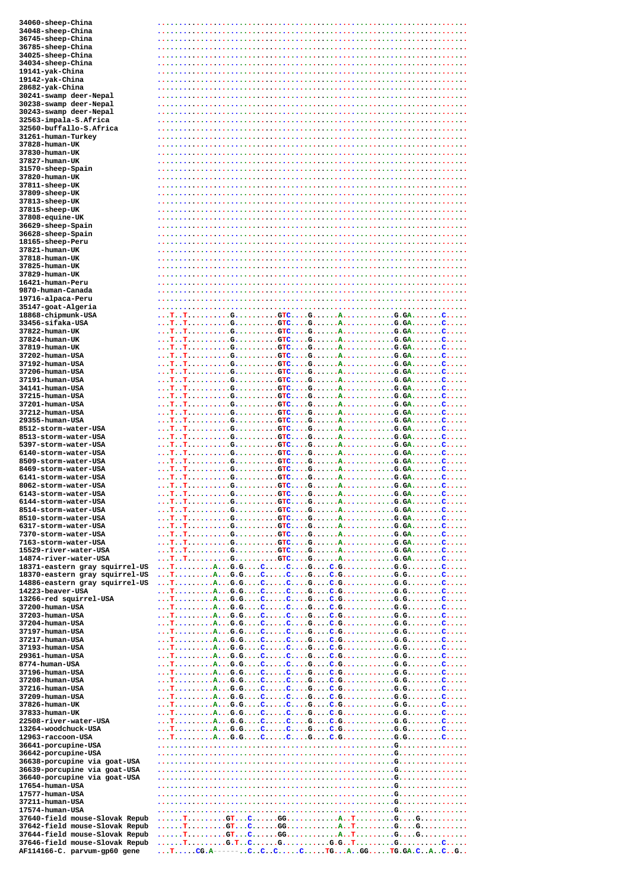```
34060-sheep-China                ....................................................................
34048-sheep-China                ....................................................................
36745-sheep-China                ....................................................................
36785-sheep-China                ....................................................................
34025-sheep-China                ....................................................................
34034-sheep-China                ....................................................................
19141-yak-China                  ....................................................................
19142-yak-China                  ....................................................................
28682-yak-China                  ....................................................................
30241-swamp deer-Nepal           ....................................................................
30238-swamp deer-Nepal           ....................................................................
30243-swamp deer-Nepal           ....................................................................
32563-impala-S.Africa            ....................................................................
32560-buffallo-S.Africa          ....................................................................
31261-human-Turkey               ....................................................................
37828-human-UK                   ....................................................................
37830-human-UK                   ....................................................................
37827-human-UK                   ....................................................................
31570-sheep-Spain                ....................................................................
37820-human-UK                   ....................................................................
37811-sheep-UK                   ....................................................................
37809-sheep-UK                   ....................................................................
37813-sheep-UK                   ....................................................................
37815-sheep-UK                   ....................................................................
37808-equine-UK                  ....................................................................
36629-sheep-Spain                ....................................................................
36628-sheep-Spain                ....................................................................
18165-sheep-Peru                 ....................................................................
37821-human-UK                   ....................................................................
37818-human-UK                   ....................................................................
37825-human-UK                   ....................................................................
37829-human-UK                   ....................................................................
16421-human-Peru                 ....................................................................
9870-human-Canada                ....................................................................
19716-alpaca-Peru                ....................................................................
35147-goat-Algeria               ....................................................................
18868-chipmunk-USA               ...T..T.........G.........GTC....G......A...........G.GA.......C.....
33456-sifaka-USA                 ...T..T.........G.........GTC....G......A...........G.GA.......C.....
37822-human-UK                   ...T..T.........G.........GTC....G......A...........G.GA.......C.....
37824-human-UK                   ...T..T.........G.........GTC....G......A...........G.GA.......C.....
37819-human-UK                   ...T..T.........G.........GTC....G......A...........G.GA.......C.....
37202-human-USA                  ...T..T.........G.........GTC....G......A...........G.GA.......C.....
37192-human-USA                  ...T..T.........G.........GTC....G......A...........G.GA.......C.....
37206-human-USA                  ...T..T.........G.........GTC....G......A...........G.GA.......C.....
37191-human-USA                  ...T..T.........G.........GTC....G......A...........G.GA.......C.....
34141-human-USA                  ...T..T.........G.........GTC....G......A...........G.GA.......C.....
37215-human-USA                  ...T..T.........G.........GTC....G......A...........G.GA.......C.....
37201-human-USA                  ...T..T.........G.........GTC....G......A...........G.GA.......C.....
37212-human-USA                  ...T..T.........G.........GTC....G......A...........G.GA.......C.....
29355-human-USA                  ...T..T.........G.........GTC....G......A...........G.GA.......C.....
8512-storm-water-USA             ...T..T.........G.........GTC....G......A...........G.GA.......C.....
8513-storm-water-USA             ...T..T.........G.........GTC....G......A...........G.GA.......C.....
5397-storm-water-USA             ...T..T.........G.........GTC....G......A...........G.GA.......C.....
6140-storm-water-USA             ...T..T.........G.........GTC....G......A...........G.GA.......C.....
8509-storm-water-USA             ...T..T.........G.........GTC....G......A...........G.GA.......C.....
8469-storm-water-USA             ...T..T.........G.........GTC....G......A...........G.GA.......C.....
6141-storm-water-USA             ...T..T.........G.........GTC....G......A...........G.GA.......C.....
8062-storm-water-USA             ...T..T.........G.........GTC....G......A...........G.GA.......C.....
6143-storm-water-USA             ...T..T.........G.........GTC....G......A...........G.GA.......C.....
6144-storm-water-USA             ...T..T.........G.........GTC....G......A...........G.GA.......C.....
8514-storm-water-USA             ...T..T.........G.........GTC....G......A...........G.GA.......C.....
8510-storm-water-USA             ...T..T.........G.........GTC....G......A...........G.GA.......C.....
6317-storm-water-USA             ...T..T.........G.........GTC....G......A...........G.GA.......C.....
7370-storm-water-USA             ...T..T.........G.........GTC....G......A...........G.GA.......C.....
7163-storm-water-USA             ...T..T.........G.........GTC....G......A...........G.GA.......C.....
15529-river-water-USA            ...T..T.........G.........GTC....G......A...........G.GA.......C.....
14874-river-water-USA            ...T..T.........G.........GTC....G......A...........G.GA.......C.....
18371-eastern gray squirrel-US   ...T........A...G.G....C.....C....G....C.G...........G.G........C.....
18370-eastern gray squirrel-US   ...T........A...G.G....C.....C....G....C.G...........G.G........C.....
14886-eastern gray squirrel-US   ...T........A...G.G....C.....C....G....C.G...........G.G........C.....
14223-beaver-USA                 ...T........A...G.G....C.....C....G....C.G...........G.G........C.....
13266-red squirrel-USA           ...T........A...G.G....C.....C....G....C.G...........G.G........C.....
37200-human-USA                  ...T........A...G.G....C.....C....G....C.G...........G.G........C.....
37203-human-USA                  ...T........A...G.G....C.....C....G....C.G...........G.G........C.....
37204-human-USA                  ...T........A...G.G....C.....C....G....C.G...........G.G........C.....
37197-human-USA                  ...T........A...G.G....C.....C....G....C.G...........G.G........C.....
37217-human-USA                  ...T........A...G.G....C.....C....G....C.G...........G.G........C.....
37193-human-USA                  ...T........A...G.G....C.....C....G....C.G...........G.G........C.....
29361-human-USA                  ...T........A...G.G....C.....C....G....C.G...........G.G........C.....
8774-human-USA                   ...T........A...G.G....C.....C....G....C.G...........G.G........C.....
37196-human-USA                  ...T........A...G.G....C.....C....G....C.G...........G.G........C.....
37208-human-USA                  ...T........A...G.G....C.....C....G....C.G...........G.G........C.....
37216-human-USA                  ...T........A...G.G....C.....C....G....C.G...........G.G........C.....
37209-human-USA                  ...T........A...G.G....C.....C....G....C.G...........G.G........C.....
37826-human-UK                   ...T........A...G.G....C.....C....G....C.G...........G.G........C.....
37833-human-UK                   ...T........A...G.G....C.....C....G....C.G...........G.G........C.....
22508-river-water-USA            ...T........A...G.G....C.....C....G....C.G...........G.G........C.....
13264-woodchuck-USA              ...T........A...G.G....C.....C....G....C.G...........G.G........C.....
12963-raccoon-USA                ...T........A...G.G....C.....C....G....C.G...........G.G........C.....
36641-porcupine-USA              .....................................................G...............
36642-porcupine-USA              .....................................................G...............
36638-porcupine via goat-USA     .....................................................G...............
36639-porcupine via goat-USA     .....................................................G...............
36640-porcupine via goat-USA     .....................................................G...............
17654-human-USA                  .....................................................G...............
17577-human-USA                  .....................................................G...............
37211-human-USA                  .....................................................G...............
17574-human-USA                  .....................................................G...............
37640-field mouse-Slovak Repub   ......T.........GT...C......GG...........A..T.........G....G..........
37642-field mouse-Slovak Repub   ......T.........GT...C......GG...........A..T.........G....G..........
37644-field mouse-Slovak Repub   ......T.........GT...C......GG...........A..T.........G....G..........
37646-field mouse-Slovak Repub   ......T.........G.T..C......G...........G.G..T.........G.........C.....
AF114166-C. parvum-gp60 gene     ...T.....CG.A------..C..C..C.....C.....TG...A..GG.....TG.GA.C..A..C..G..
```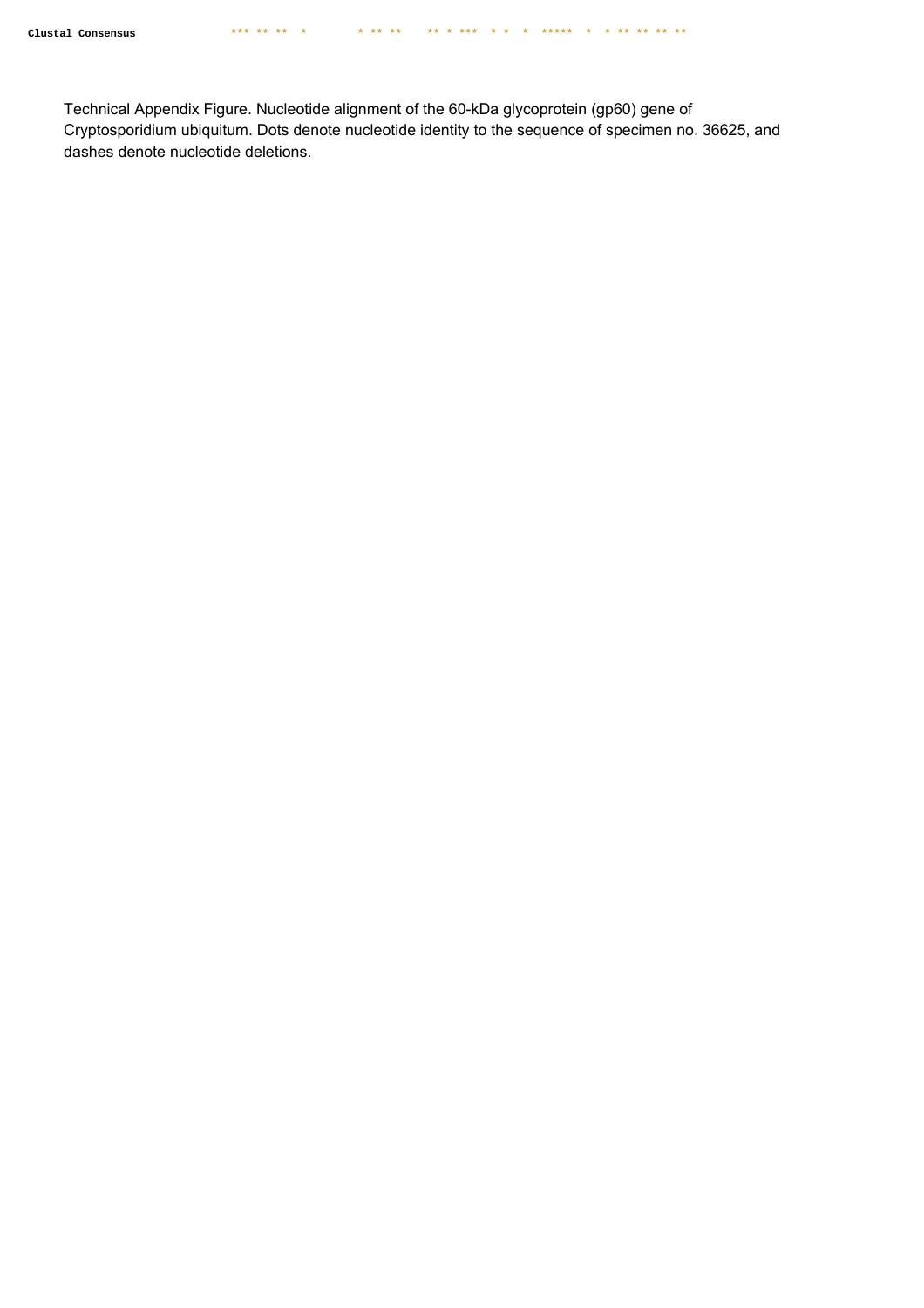Clustal Consensus *** ** ** * * ** ** ** * *** * * * ***** * * ** ** ** **

Technical Appendix Figure. Nucleotide alignment of the 60-kDa glycoprotein (gp60) gene of Cryptosporidium ubiquitum. Dots denote nucleotide identity to the sequence of specimen no. 36625, and dashes denote nucleotide deletions.